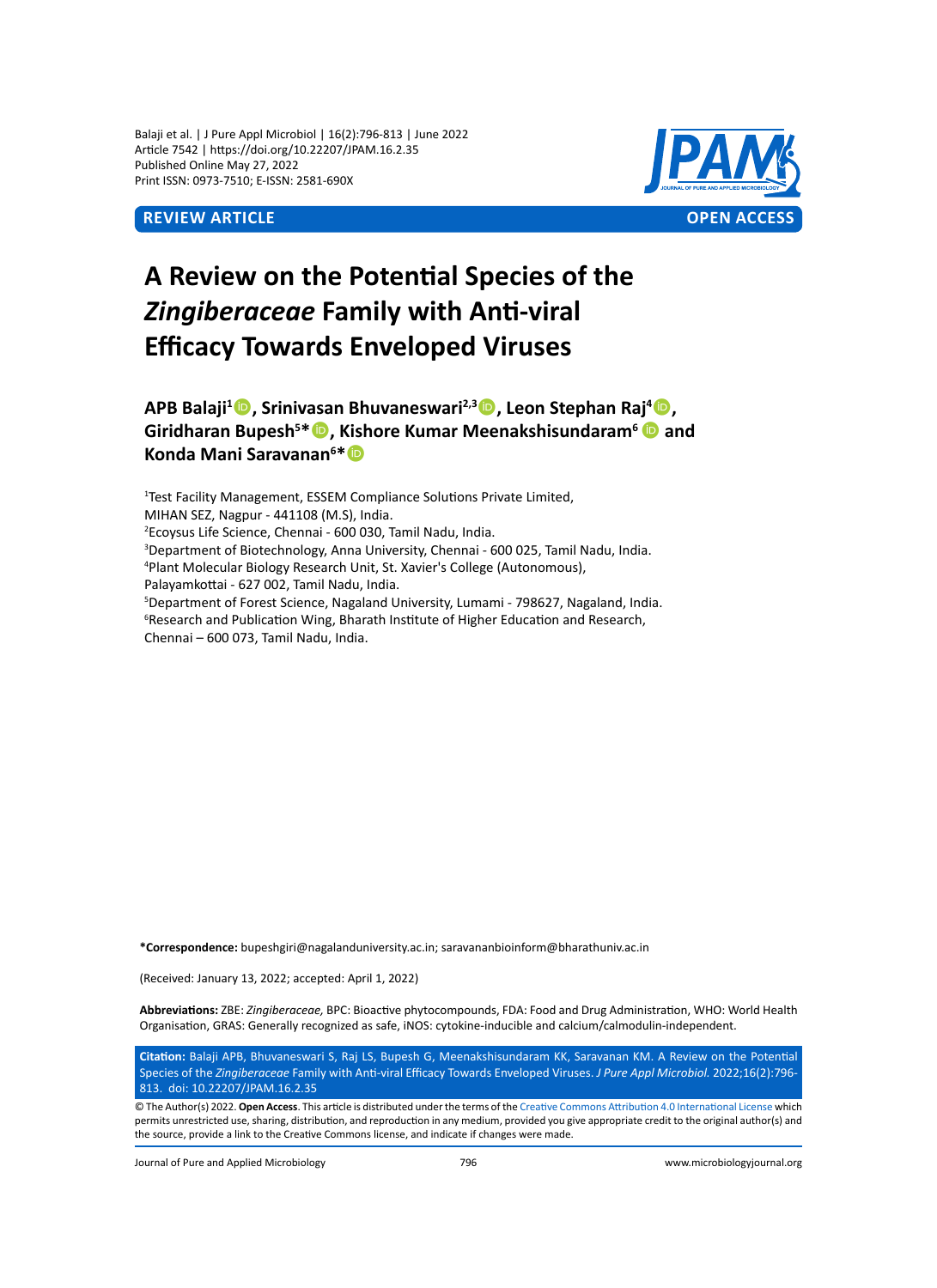REVIEW ARTICLE OPEN ACCESS

# A Review on the Potential Species of the *Zingiberaceae* Family with Anti-viral Efficacy Towards Enveloped Viruses

**APB Balaji[1], Srinivasan Bhuvaneswari[2,3], Leon Stephan Raj[4], Giridharan Bupesh[5]*, Kishore Kumar Meenakshisundaram[6] and Konda Mani Saravanan[6]***

[1]Test Facility Management, ESSEM Compliance Solutions Private Limited, MIHAN SEZ, Nagpur - 441108 (M.S), India.
[2]Ecoysus Life Science, Chennai - 600 030, Tamil Nadu, India.
[3]Department of Biotechnology, Anna University, Chennai - 600 025, Tamil Nadu, India.
[4]Plant Molecular Biology Research Unit, St. Xavier's College (Autonomous), Palayamkottai - 627 002, Tamil Nadu, India.
[5]Department of Forest Science, Nagaland University, Lumami - 798627, Nagaland, India.
[6]Research and Publication Wing, Bharath Institute of Higher Education and Research, Chennai – 600 073, Tamil Nadu, India.

**\*Correspondence:** bupeshgiri@nagalanduniversity.ac.in; saravananbioinform@bharathuniv.ac.in

(Received: January 13, 2022; accepted: April 1, 2022)

**Abbreviations:** ZBE: *Zingiberaceae,* BPC: Bioactive phytocompounds, FDA: Food and Drug Administration, WHO: World Health Organisation, GRAS: Generally recognized as safe, iNOS: cytokine-inducible and calcium/calmodulin-independent.

**Citation:** Balaji APB, Bhuvaneswari S, Raj LS, Bupesh G, Meenakshisundaram KK, Saravanan KM. A Review on the Potential Species of the *Zingiberaceae* Family with Anti-viral Efficacy Towards Enveloped Viruses. *J Pure Appl Microbiol.* 2022;16(2):796-813. doi: 10.22207/JPAM.16.2.35

© The Author(s) 2022. **Open Access**. This article is distributed under the terms of the Creative Commons Attribution 4.0 International License which permits unrestricted use, sharing, distribution, and reproduction in any medium, provided you give appropriate credit to the original author(s) and the source, provide a link to the Creative Commons license, and indicate if changes were made.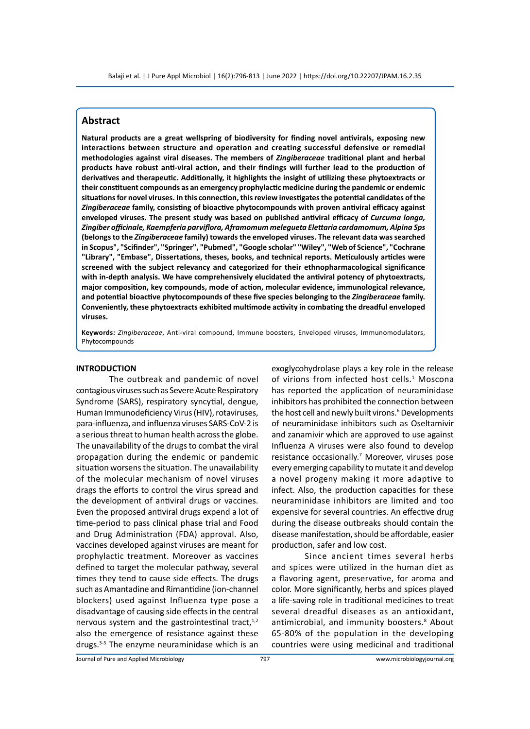## Abstract

**Natural products are a great wellspring of biodiversity for finding novel antivirals, exposing new interactions between structure and operation and creating successful defensive or remedial methodologies against viral diseases. The members of *Zingiberaceae* traditional plant and herbal products have robust anti-viral action, and their findings will further lead to the production of derivatives and therapeutic. Additionally, it highlights the insight of utilizing these phytoextracts or their constituent compounds as an emergency prophylactic medicine during the pandemic or endemic situations for novel viruses. In this connection, this review investigates the potential candidates of the *Zingiberaceae* family, consisting of bioactive phytocompounds with proven antiviral efficacy against enveloped viruses. The present study was based on published antiviral efficacy of *Curcuma longa, Zingiber officinale, Kaempferia parviflora, Aframomum melegueta Elettaria cardamomum, Alpina Sps* (belongs to the *Zingiberaceae* family) towards the enveloped viruses. The relevant data was searched in Scopus", "Scifinder", "Springer", "Pubmed", "Google scholar" "Wiley", "Web of Science", "Cochrane "Library", "Embase", Dissertations, theses, books, and technical reports. Meticulously articles were screened with the subject relevancy and categorized for their ethnopharmacological significance with in-depth analysis. We have comprehensively elucidated the antiviral potency of phytoextracts, major composition, key compounds, mode of action, molecular evidence, immunological relevance, and potential bioactive phytocompounds of these five species belonging to the *Zingiberaceae* family. Conveniently, these phytoextracts exhibited multimode activity in combating the dreadful enveloped viruses.**

**Keywords:** *Zingiberaceae*, Anti-viral compound, Immune boosters, Enveloped viruses, Immunomodulators, Phytocompounds

## INTRODUCTION

The outbreak and pandemic of novel contagious viruses such as Severe Acute Respiratory Syndrome (SARS), respiratory syncytial, dengue, Human Immunodeficiency Virus (HIV), rotaviruses, para-influenza, and influenza viruses SARS-CoV-2 is a serious threat to human health across the globe. The unavailability of the drugs to combat the viral propagation during the endemic or pandemic situation worsens the situation. The unavailability of the molecular mechanism of novel viruses drags the efforts to control the virus spread and the development of antiviral drugs or vaccines. Even the proposed antiviral drugs expend a lot of time-period to pass clinical phase trial and Food and Drug Administration (FDA) approval. Also, vaccines developed against viruses are meant for prophylactic treatment. Moreover as vaccines defined to target the molecular pathway, several times they tend to cause side effects. The drugs such as Amantadine and Rimantidine (ion-channel blockers) used against Influenza type pose a disadvantage of causing side effects in the central nervous system and the gastrointestinal tract,[1,2] also the emergence of resistance against these drugs.[3-5] The enzyme neuraminidase which is an exoglycohydrolase plays a key role in the release of virions from infected host cells.[1] Moscona has reported the application of neuraminidase inhibitors has prohibited the connection between the host cell and newly built virons.[6] Developments of neuraminidase inhibitors such as Oseltamivir and zanamivir which are approved to use against Influenza A viruses were also found to develop resistance occasionally.[7] Moreover, viruses pose every emerging capability to mutate it and develop a novel progeny making it more adaptive to infect. Also, the production capacities for these neuraminidase inhibitors are limited and too expensive for several countries. An effective drug during the disease outbreaks should contain the disease manifestation, should be affordable, easier production, safer and low cost.

Since ancient times several herbs and spices were utilized in the human diet as a flavoring agent, preservative, for aroma and color. More significantly, herbs and spices played a life-saving role in traditional medicines to treat several dreadful diseases as an antioxidant, antimicrobial, and immunity boosters.[8] About 65-80% of the population in the developing countries were using medicinal and traditional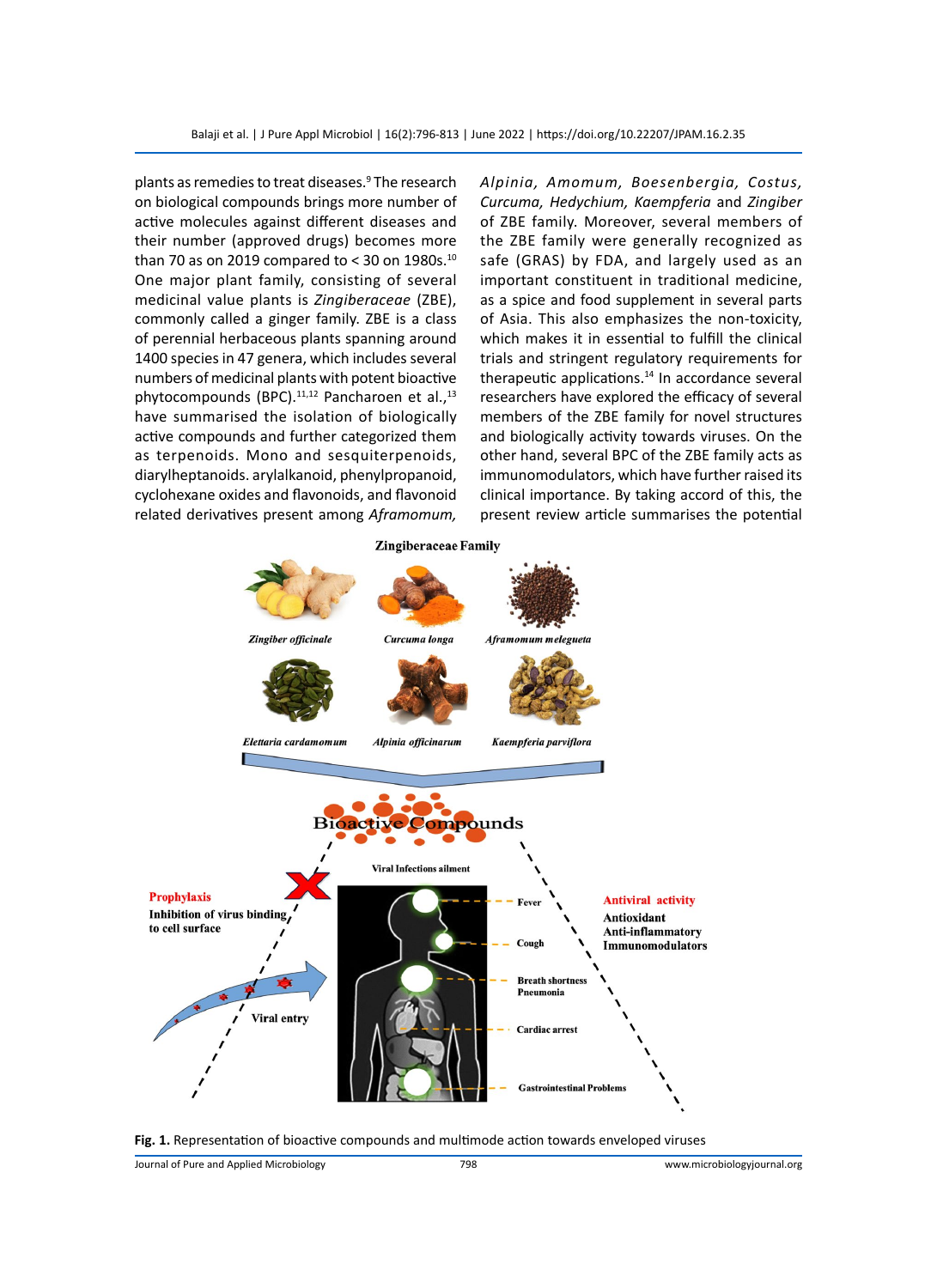plants as remedies to treat diseases.[9] The research on biological compounds brings more number of active molecules against different diseases and their number (approved drugs) becomes more than 70 as on 2019 compared to < 30 on 1980s.[10] One major plant family, consisting of several medicinal value plants is *Zingiberaceae* (ZBE), commonly called a ginger family. ZBE is a class of perennial herbaceous plants spanning around 1400 species in 47 genera, which includes several numbers of medicinal plants with potent bioactive phytocompounds (BPC).[11,12] Pancharoen et al.,[13] have summarised the isolation of biologically active compounds and further categorized them as terpenoids. Mono and sesquiterpenoids, diarylheptanoids. arylalkanoid, phenylpropanoid, cyclohexane oxides and flavonoids, and flavonoid related derivatives present among *Aframomum, Alpinia, Amomum, Boesenbergia, Costus, Curcuma, Hedychium, Kaempferia* and *Zingiber* of ZBE family. Moreover, several members of the ZBE family were generally recognized as safe (GRAS) by FDA, and largely used as an important constituent in traditional medicine, as a spice and food supplement in several parts of Asia. This also emphasizes the non-toxicity, which makes it in essential to fulfill the clinical trials and stringent regulatory requirements for therapeutic applications.[14] In accordance several researchers have explored the efficacy of several members of the ZBE family for novel structures and biologically activity towards viruses. On the other hand, several BPC of the ZBE family acts as immunomodulators, which have further raised its clinical importance. By taking accord of this, the present review article summarises the potential

**Fig. 1.** Representation of bioactive compounds and multimode action towards enveloped viruses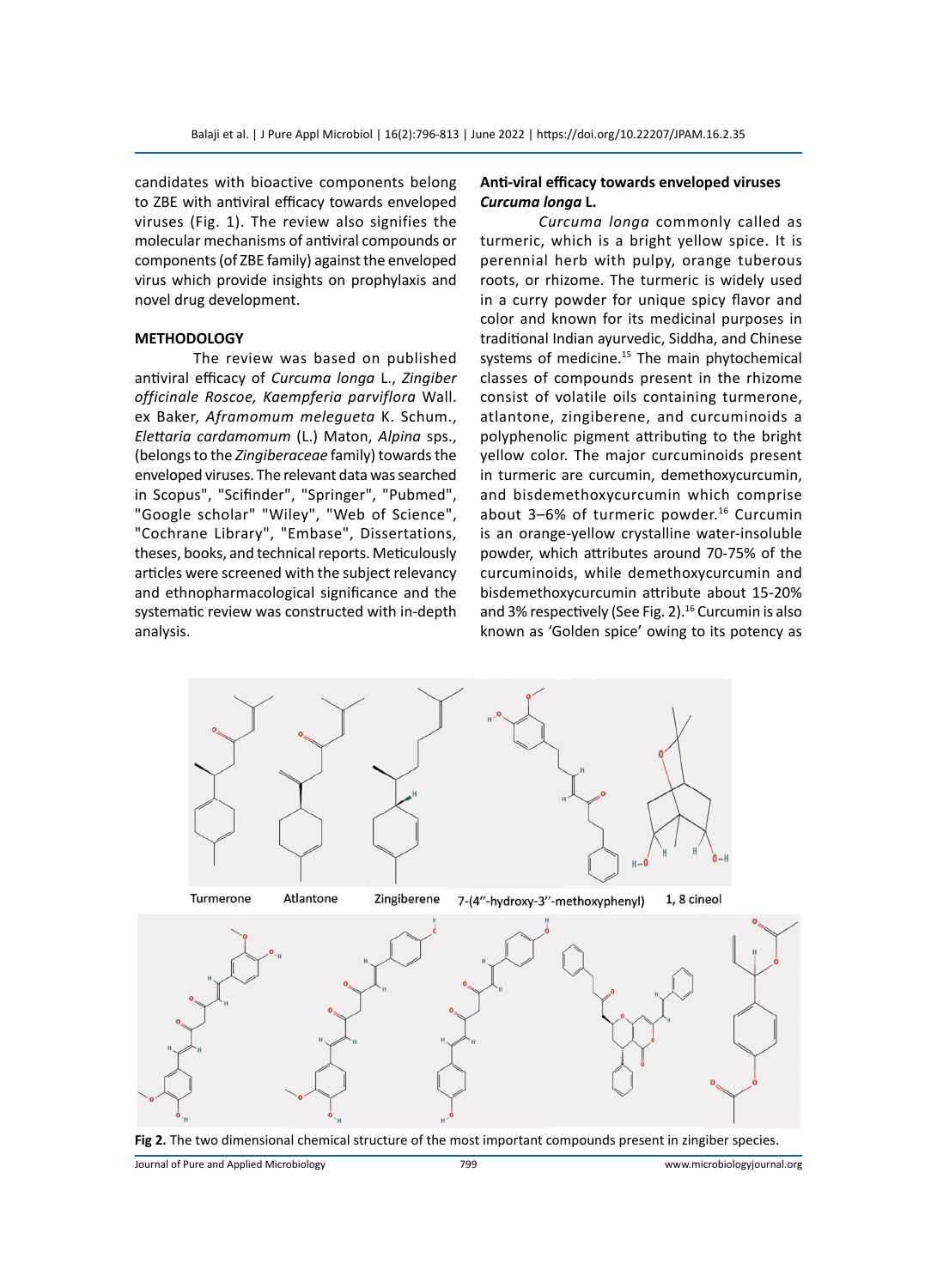candidates with bioactive components belong to ZBE with antiviral efficacy towards enveloped viruses (Fig. 1). The review also signifies the molecular mechanisms of antiviral compounds or components (of ZBE family) against the enveloped virus which provide insights on prophylaxis and novel drug development.

## METHODOLOGY

The review was based on published antiviral efficacy of *Curcuma longa* L., *Zingiber officinale Roscoe, Kaempferia parviflora* Wall. ex Baker, *Aframomum melegueta* K. Schum., *Elettaria cardamomum* (L.) Maton, *Alpina* sps., (belongs to the *Zingiberaceae* family) towards the enveloped viruses. The relevant data was searched in Scopus", "Scifinder", "Springer", "Pubmed", "Google scholar" "Wiley", "Web of Science", "Cochrane Library", "Embase", Dissertations, theses, books, and technical reports. Meticulously articles were screened with the subject relevancy and ethnopharmacological significance and the systematic review was constructed with in-depth analysis.

## Anti-viral efficacy towards enveloped viruses

### *Curcuma longa* L.

*Curcuma longa* commonly called as turmeric, which is a bright yellow spice. It is perennial herb with pulpy, orange tuberous roots, or rhizome. The turmeric is widely used in a curry powder for unique spicy flavor and color and known for its medicinal purposes in traditional Indian ayurvedic, Siddha, and Chinese systems of medicine.[15] The main phytochemical classes of compounds present in the rhizome consist of volatile oils containing turmerone, atlantone, zingiberene, and curcuminoids a polyphenolic pigment attributing to the bright yellow color. The major curcuminoids present in turmeric are curcumin, demethoxycurcumin, and bisdemethoxycurcumin which comprise about 3–6% of turmeric powder.[16] Curcumin is an orange-yellow crystalline water-insoluble powder, which attributes around 70-75% of the curcuminoids, while demethoxycurcumin and bisdemethoxycurcumin attribute about 15-20% and 3% respectively (See Fig. 2).[16] Curcumin is also known as 'Golden spice' owing to its potency as

Turmerone    Atlantone    Zingiberene    7-(4''-hydroxy-3''-methoxyphenyl)    1, 8 cineol

**Fig 2.** The two dimensional chemical structure of the most important compounds present in zingiber species.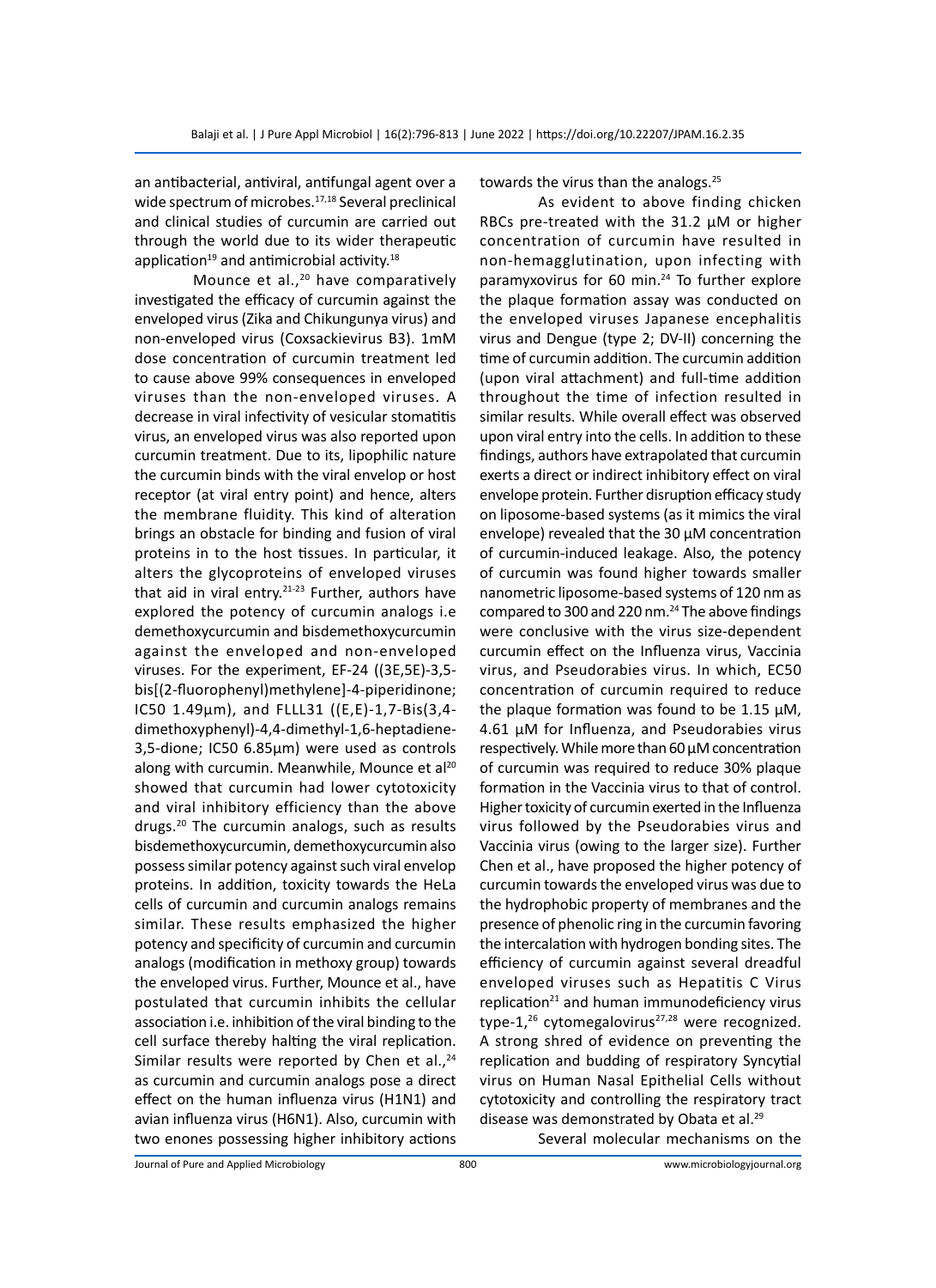an antibacterial, antiviral, antifungal agent over a wide spectrum of microbes.[17,18] Several preclinical and clinical studies of curcumin are carried out through the world due to its wider therapeutic application[19] and antimicrobial activity.[18]

Mounce et al.,[20] have comparatively investigated the efficacy of curcumin against the enveloped virus (Zika and Chikungunya virus) and non-enveloped virus (Coxsackievirus B3). 1mM dose concentration of curcumin treatment led to cause above 99% consequences in enveloped viruses than the non-enveloped viruses. A decrease in viral infectivity of vesicular stomatitis virus, an enveloped virus was also reported upon curcumin treatment. Due to its, lipophilic nature the curcumin binds with the viral envelop or host receptor (at viral entry point) and hence, alters the membrane fluidity. This kind of alteration brings an obstacle for binding and fusion of viral proteins in to the host tissues. In particular, it alters the glycoproteins of enveloped viruses that aid in viral entry.[21-23] Further, authors have explored the potency of curcumin analogs i.e demethoxycurcumin and bisdemethoxycurcumin against the enveloped and non-enveloped viruses. For the experiment, EF-24 ((3E,5E)-3,5-bis[(2-fluorophenyl)methylene]-4-piperidinone; IC50 1.49µm), and FLLL31 ((E,E)-1,7-Bis(3,4-dimethoxyphenyl)-4,4-dimethyl-1,6-heptadiene-3,5-dione; IC50 6.85µm) were used as controls along with curcumin. Meanwhile, Mounce et al[20] showed that curcumin had lower cytotoxicity and viral inhibitory efficiency than the above drugs.[20] The curcumin analogs, such as results bisdemethoxycurcumin, demethoxycurcumin also possess similar potency against such viral envelop proteins. In addition, toxicity towards the HeLa cells of curcumin and curcumin analogs remains similar. These results emphasized the higher potency and specificity of curcumin and curcumin analogs (modification in methoxy group) towards the enveloped virus. Further, Mounce et al., have postulated that curcumin inhibits the cellular association i.e. inhibition of the viral binding to the cell surface thereby halting the viral replication. Similar results were reported by Chen et al.,[24] as curcumin and curcumin analogs pose a direct effect on the human influenza virus (H1N1) and avian influenza virus (H6N1). Also, curcumin with two enones possessing higher inhibitory actions towards the virus than the analogs.[25]

As evident to above finding chicken RBCs pre-treated with the 31.2 µM or higher concentration of curcumin have resulted in non-hemagglutination, upon infecting with paramyxovirus for 60 min.[24] To further explore the plaque formation assay was conducted on the enveloped viruses Japanese encephalitis virus and Dengue (type 2; DV-II) concerning the time of curcumin addition. The curcumin addition (upon viral attachment) and full-time addition throughout the time of infection resulted in similar results. While overall effect was observed upon viral entry into the cells. In addition to these findings, authors have extrapolated that curcumin exerts a direct or indirect inhibitory effect on viral envelope protein. Further disruption efficacy study on liposome-based systems (as it mimics the viral envelope) revealed that the 30 µM concentration of curcumin-induced leakage. Also, the potency of curcumin was found higher towards smaller nanometric liposome-based systems of 120 nm as compared to 300 and 220 nm.[24] The above findings were conclusive with the virus size-dependent curcumin effect on the Influenza virus, Vaccinia virus, and Pseudorabies virus. In which, EC50 concentration of curcumin required to reduce the plaque formation was found to be 1.15 µM, 4.61 µM for Influenza, and Pseudorabies virus respectively. While more than 60 µM concentration of curcumin was required to reduce 30% plaque formation in the Vaccinia virus to that of control. Higher toxicity of curcumin exerted in the Influenza virus followed by the Pseudorabies virus and Vaccinia virus (owing to the larger size). Further Chen et al., have proposed the higher potency of curcumin towards the enveloped virus was due to the hydrophobic property of membranes and the presence of phenolic ring in the curcumin favoring the intercalation with hydrogen bonding sites. The efficiency of curcumin against several dreadful enveloped viruses such as Hepatitis C Virus replication[21] and human immunodeficiency virus type-1,[26] cytomegalovirus[27,28] were recognized. A strong shred of evidence on preventing the replication and budding of respiratory Syncytial virus on Human Nasal Epithelial Cells without cytotoxicity and controlling the respiratory tract disease was demonstrated by Obata et al.[29]

Several molecular mechanisms on the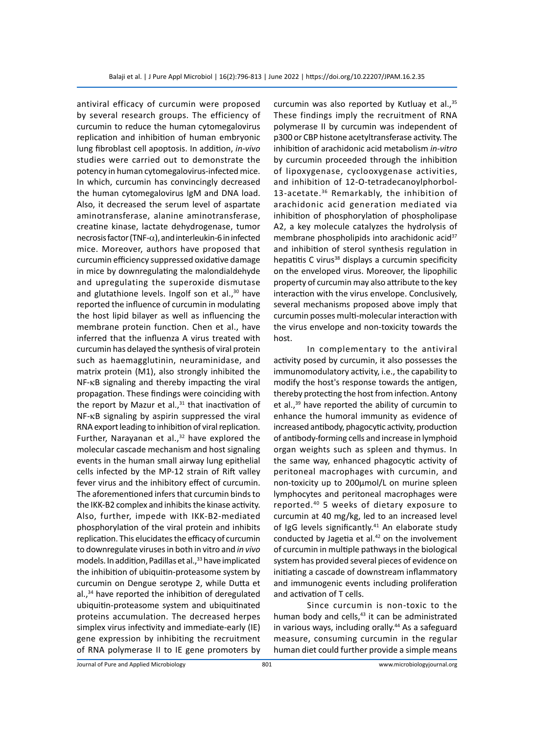antiviral efficacy of curcumin were proposed by several research groups. The efficiency of curcumin to reduce the human cytomegalovirus replication and inhibition of human embryonic lung fibroblast cell apoptosis. In addition, *in-vivo* studies were carried out to demonstrate the potency in human cytomegalovirus-infected mice. In which, curcumin has convincingly decreased the human cytomegalovirus IgM and DNA load. Also, it decreased the serum level of aspartate aminotransferase, alanine aminotransferase, creatine kinase, lactate dehydrogenase, tumor necrosis factor (TNF-$\alpha$), and interleukin-6 in infected mice. Moreover, authors have proposed that curcumin efficiency suppressed oxidative damage in mice by downregulating the malondialdehyde and upregulating the superoxide dismutase and glutathione levels. Ingolf son et al.,[30] have reported the influence of curcumin in modulating the host lipid bilayer as well as influencing the membrane protein function. Chen et al., have inferred that the influenza A virus treated with curcumin has delayed the synthesis of viral protein such as haemagglutinin, neuraminidase, and matrix protein (M1), also strongly inhibited the NF-$\kappa$B signaling and thereby impacting the viral propagation. These findings were coinciding with the report by Mazur et al.,[31] that inactivation of NF-$\kappa$B signaling by aspirin suppressed the viral RNA export leading to inhibition of viral replication. Further, Narayanan et al.,[32] have explored the molecular cascade mechanism and host signaling events in the human small airway lung epithelial cells infected by the MP-12 strain of Rift valley fever virus and the inhibitory effect of curcumin. The aforementioned infers that curcumin binds to the IKK-B2 complex and inhibits the kinase activity. Also, further, impede with IKK-B2-mediated phosphorylation of the viral protein and inhibits replication. This elucidates the efficacy of curcumin to downregulate viruses in both in vitro and *in vivo* models. In addition, Padillas et al.,[33] have implicated the inhibition of ubiquitin-proteasome system by curcumin on Dengue serotype 2, while Dutta et al.,[34] have reported the inhibition of deregulated ubiquitin-proteasome system and ubiquitinated proteins accumulation. The decreased herpes simplex virus infectivity and immediate-early (IE) gene expression by inhibiting the recruitment of RNA polymerase II to IE gene promoters by curcumin was also reported by Kutluay et al.,[35] These findings imply the recruitment of RNA polymerase II by curcumin was independent of p300 or CBP histone acetyltransferase activity. The inhibition of arachidonic acid metabolism *in-vitro* by curcumin proceeded through the inhibition of lipoxygenase, cyclooxygenase activities, and inhibition of 12-O-tetradecanoylphorbol-13-acetate.[36] Remarkably, the inhibition of arachidonic acid generation mediated via inhibition of phosphorylation of phospholipase A2, a key molecule catalyzes the hydrolysis of membrane phospholipids into arachidonic acid[37] and inhibition of sterol synthesis regulation in hepatitis C virus[38] displays a curcumin specificity on the enveloped virus. Moreover, the lipophilic property of curcumin may also attribute to the key interaction with the virus envelope. Conclusively, several mechanisms proposed above imply that curcumin posses multi-molecular interaction with the virus envelope and non-toxicity towards the host.

In complementary to the antiviral activity posed by curcumin, it also possesses the immunomodulatory activity, i.e., the capability to modify the host's response towards the antigen, thereby protecting the host from infection. Antony et al.,[39] have reported the ability of curcumin to enhance the humoral immunity as evidence of increased antibody, phagocytic activity, production of antibody-forming cells and increase in lymphoid organ weights such as spleen and thymus. In the same way, enhanced phagocytic activity of peritoneal macrophages with curcumin, and non-toxicity up to 200µmol/L on murine spleen lymphocytes and peritoneal macrophages were reported.[40] 5 weeks of dietary exposure to curcumin at 40 mg/kg, led to an increased level of IgG levels significantly.[41] An elaborate study conducted by Jagetia et al.[42] on the involvement of curcumin in multiple pathways in the biological system has provided several pieces of evidence on initiating a cascade of downstream inflammatory and immunogenic events including proliferation and activation of T cells.

Since curcumin is non-toxic to the human body and cells,[43] it can be administrated in various ways, including orally.[44] As a safeguard measure, consuming curcumin in the regular human diet could further provide a simple means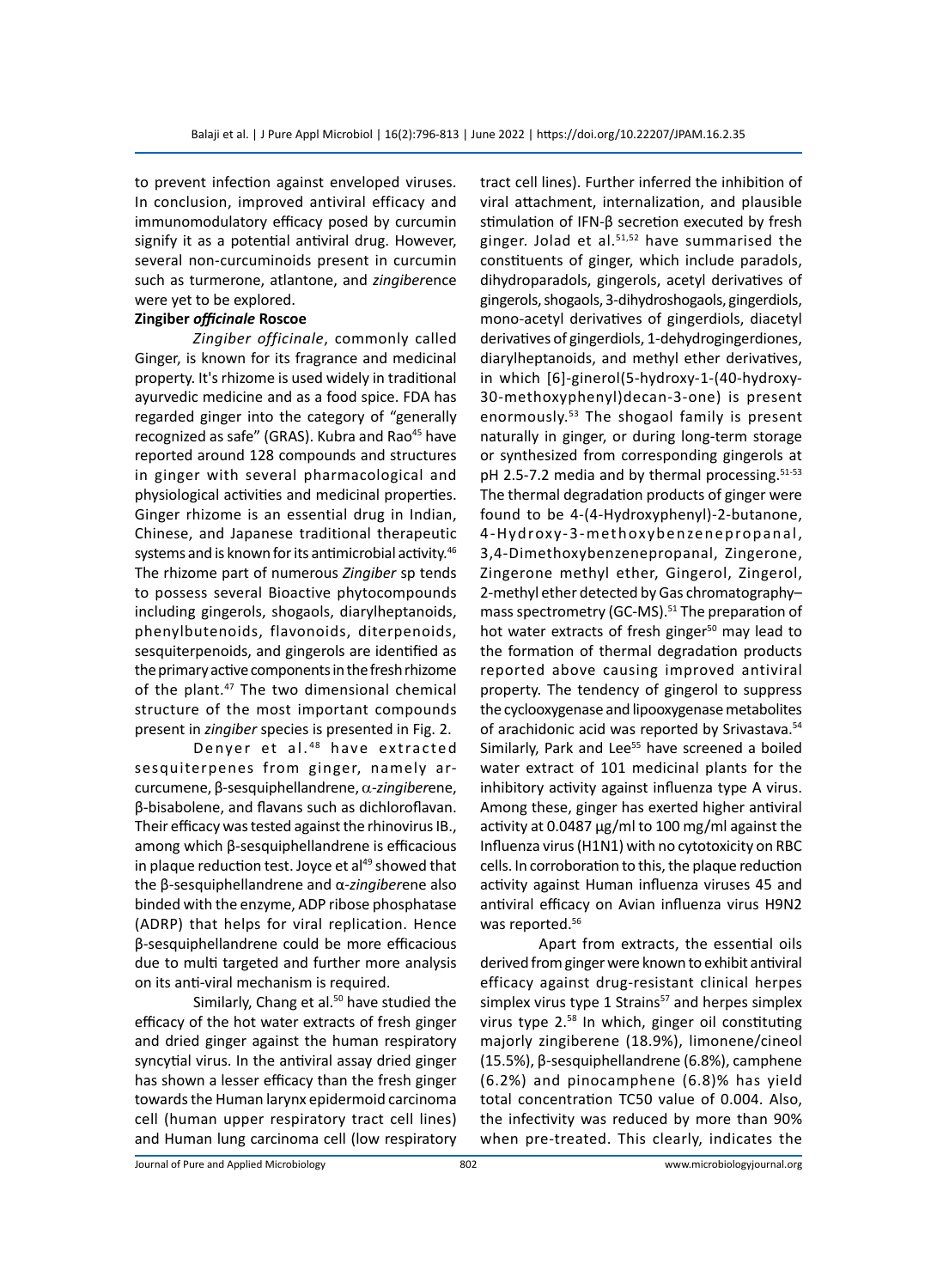to prevent infection against enveloped viruses. In conclusion, improved antiviral efficacy and immunomodulatory efficacy posed by curcumin signify it as a potential antiviral drug. However, several non-curcuminoids present in curcumin such as turmerone, atlantone, and *zingiber*ence were yet to be explored.

**Zingiber *officinale* Roscoe**

*Zingiber officinale*, commonly called Ginger, is known for its fragrance and medicinal property. It's rhizome is used widely in traditional ayurvedic medicine and as a food spice. FDA has regarded ginger into the category of "generally recognized as safe" (GRAS). Kubra and Rao[45] have reported around 128 compounds and structures in ginger with several pharmacological and physiological activities and medicinal properties. Ginger rhizome is an essential drug in Indian, Chinese, and Japanese traditional therapeutic systems and is known for its antimicrobial activity.[46] The rhizome part of numerous *Zingiber* sp tends to possess several Bioactive phytocompounds including gingerols, shogaols, diarylheptanoids, phenylbutenoids, flavonoids, diterpenoids, sesquiterpenoids, and gingerols are identified as the primary active components in the fresh rhizome of the plant.[47] The two dimensional chemical structure of the most important compounds present in *zingiber* species is presented in Fig. 2.

Denyer et al.[48] have extracted sesquiterpenes from ginger, namely ar-curcumene, β-sesquiphellandrene, α-*zingiber*ene, β-bisabolene, and flavans such as dichloroflavan. Their efficacy was tested against the rhinovirus IB., among which β-sesquiphellandrene is efficacious in plaque reduction test. Joyce et al[49] showed that the β-sesquiphellandrene and α-*zingiber*ene also binded with the enzyme, ADP ribose phosphatase (ADRP) that helps for viral replication. Hence β-sesquiphellandrene could be more efficacious due to multi targeted and further more analysis on its anti-viral mechanism is required.

Similarly, Chang et al.[50] have studied the efficacy of the hot water extracts of fresh ginger and dried ginger against the human respiratory syncytial virus. In the antiviral assay dried ginger has shown a lesser efficacy than the fresh ginger towards the Human larynx epidermoid carcinoma cell (human upper respiratory tract cell lines) and Human lung carcinoma cell (low respiratory tract cell lines). Further inferred the inhibition of viral attachment, internalization, and plausible stimulation of IFN-β secretion executed by fresh ginger. Jolad et al.[51,52] have summarised the constituents of ginger, which include paradols, dihydroparadols, gingerols, acetyl derivatives of gingerols, shogaols, 3-dihydroshogaols, gingerdiols, mono-acetyl derivatives of gingerdiols, diacetyl derivatives of gingerdiols, 1-dehydrogingerdiones, diarylheptanoids, and methyl ether derivatives, in which [6]-ginerol(5-hydroxy-1-(40-hydroxy-30-methoxyphenyl)decan-3-one) is present enormously.[53] The shogaol family is present naturally in ginger, or during long-term storage or synthesized from corresponding gingerols at pH 2.5-7.2 media and by thermal processing.[51-53] The thermal degradation products of ginger were found to be 4-(4-Hydroxyphenyl)-2-butanone, 4-Hydroxy-3-methoxybenzenepropanal, 3,4-Dimethoxybenzenepropanal, Zingerone, Zingerone methyl ether, Gingerol, Zingerol, 2-methyl ether detected by Gas chromatography–mass spectrometry (GC-MS).[51] The preparation of hot water extracts of fresh ginger[50] may lead to the formation of thermal degradation products reported above causing improved antiviral property. The tendency of gingerol to suppress the cyclooxygenase and lipooxygenase metabolites of arachidonic acid was reported by Srivastava.[54] Similarly, Park and Lee[55] have screened a boiled water extract of 101 medicinal plants for the inhibitory activity against influenza type A virus. Among these, ginger has exerted higher antiviral activity at 0.0487 µg/ml to 100 mg/ml against the Influenza virus (H1N1) with no cytotoxicity on RBC cells. In corroboration to this, the plaque reduction activity against Human influenza viruses 45 and antiviral efficacy on Avian influenza virus H9N2 was reported.[56]

Apart from extracts, the essential oils derived from ginger were known to exhibit antiviral efficacy against drug-resistant clinical herpes simplex virus type 1 Strains[57] and herpes simplex virus type 2.[58] In which, ginger oil constituting majorly zingiberene (18.9%), limonene/cineol (15.5%), β-sesquiphellandrene (6.8%), camphene (6.2%) and pinocamphene (6.8)% has yield total concentration TC50 value of 0.004. Also, the infectivity was reduced by more than 90% when pre-treated. This clearly, indicates the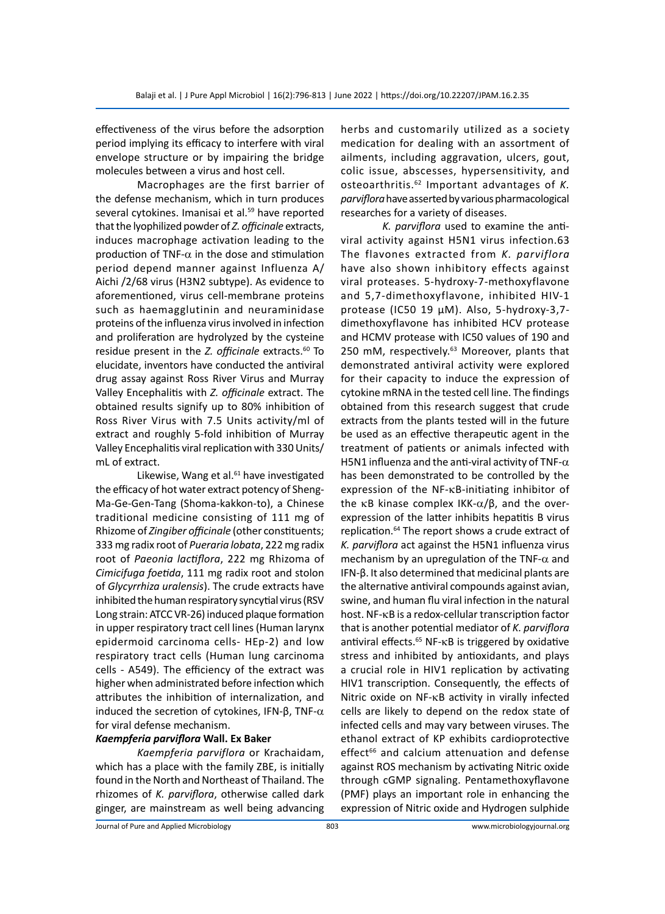effectiveness of the virus before the adsorption period implying its efficacy to interfere with viral envelope structure or by impairing the bridge molecules between a virus and host cell.

Macrophages are the first barrier of the defense mechanism, which in turn produces several cytokines. Imanisai et al.[59] have reported that the lyophilized powder of *Z. officinale* extracts, induces macrophage activation leading to the production of TNF-$\alpha$ in the dose and stimulation period depend manner against Influenza A/Aichi /2/68 virus (H3N2 subtype). As evidence to aforementioned, virus cell-membrane proteins such as haemagglutinin and neuraminidase proteins of the influenza virus involved in infection and proliferation are hydrolyzed by the cysteine residue present in the *Z. officinale* extracts.[60] To elucidate, inventors have conducted the antiviral drug assay against Ross River Virus and Murray Valley Encephalitis with *Z. officinale* extract. The obtained results signify up to 80% inhibition of Ross River Virus with 7.5 Units activity/ml of extract and roughly 5-fold inhibition of Murray Valley Encephalitis viral replication with 330 Units/mL of extract.

Likewise, Wang et al.[61] have investigated the efficacy of hot water extract potency of Sheng-Ma-Ge-Gen-Tang (Shoma-kakkon-to), a Chinese traditional medicine consisting of 111 mg of Rhizome of *Zingiber officinale* (other constituents; 333 mg radix root of *Pueraria lobata*, 222 mg radix root of *Paeonia lactiflora*, 222 mg Rhizoma of *Cimicifuga foetida*, 111 mg radix root and stolon of *Glycyrrhiza uralensis*). The crude extracts have inhibited the human respiratory syncytial virus (RSV Long strain: ATCC VR-26) induced plaque formation in upper respiratory tract cell lines (Human larynx epidermoid carcinoma cells- HEp-2) and low respiratory tract cells (Human lung carcinoma cells - A549). The efficiency of the extract was higher when administrated before infection which attributes the inhibition of internalization, and induced the secretion of cytokines, IFN-β, TNF-$\alpha$ for viral defense mechanism.

### *Kaempferia parviflora* Wall. Ex Baker

*Kaempferia parviflora* or Krachaidam, which has a place with the family ZBE, is initially found in the North and Northeast of Thailand. The rhizomes of *K. parviflora*, otherwise called dark ginger, are mainstream as well being advancing herbs and customarily utilized as a society medication for dealing with an assortment of ailments, including aggravation, ulcers, gout, colic issue, abscesses, hypersensitivity, and osteoarthritis.[62] Important advantages of *K. parviflora* have asserted by various pharmacological researches for a variety of diseases.

*K. parviflora* used to examine the anti-viral activity against H5N1 virus infection.63 The flavones extracted from *K. parviflora* have also shown inhibitory effects against viral proteases. 5-hydroxy-7-methoxyflavone and 5,7-dimethoxyflavone, inhibited HIV-1 protease (IC50 19 µM). Also, 5-hydroxy-3,7-dimethoxyflavone has inhibited HCV protease and HCMV protease with IC50 values of 190 and 250 mM, respectively.[63] Moreover, plants that demonstrated antiviral activity were explored for their capacity to induce the expression of cytokine mRNA in the tested cell line. The findings obtained from this research suggest that crude extracts from the plants tested will in the future be used as an effective therapeutic agent in the treatment of patients or animals infected with H5N1 influenza and the anti-viral activity of TNF-$\alpha$ has been demonstrated to be controlled by the expression of the NF-κB-initiating inhibitor of the κB kinase complex IKK-$\alpha$/β, and the over-expression of the latter inhibits hepatitis B virus replication.[64] The report shows a crude extract of *K. parviflora* act against the H5N1 influenza virus mechanism by an upregulation of the TNF-$\alpha$ and IFN-β. It also determined that medicinal plants are the alternative antiviral compounds against avian, swine, and human flu viral infection in the natural host. NF-κB is a redox-cellular transcription factor that is another potential mediator of *K. parviflora* antiviral effects.[65] NF-κB is triggered by oxidative stress and inhibited by antioxidants, and plays a crucial role in HIV1 replication by activating HIV1 transcription. Consequently, the effects of Nitric oxide on NF-κB activity in virally infected cells are likely to depend on the redox state of infected cells and may vary between viruses. The ethanol extract of KP exhibits cardioprotective effect[66] and calcium attenuation and defense against ROS mechanism by activating Nitric oxide through cGMP signaling. Pentamethoxyflavone (PMF) plays an important role in enhancing the expression of Nitric oxide and Hydrogen sulphide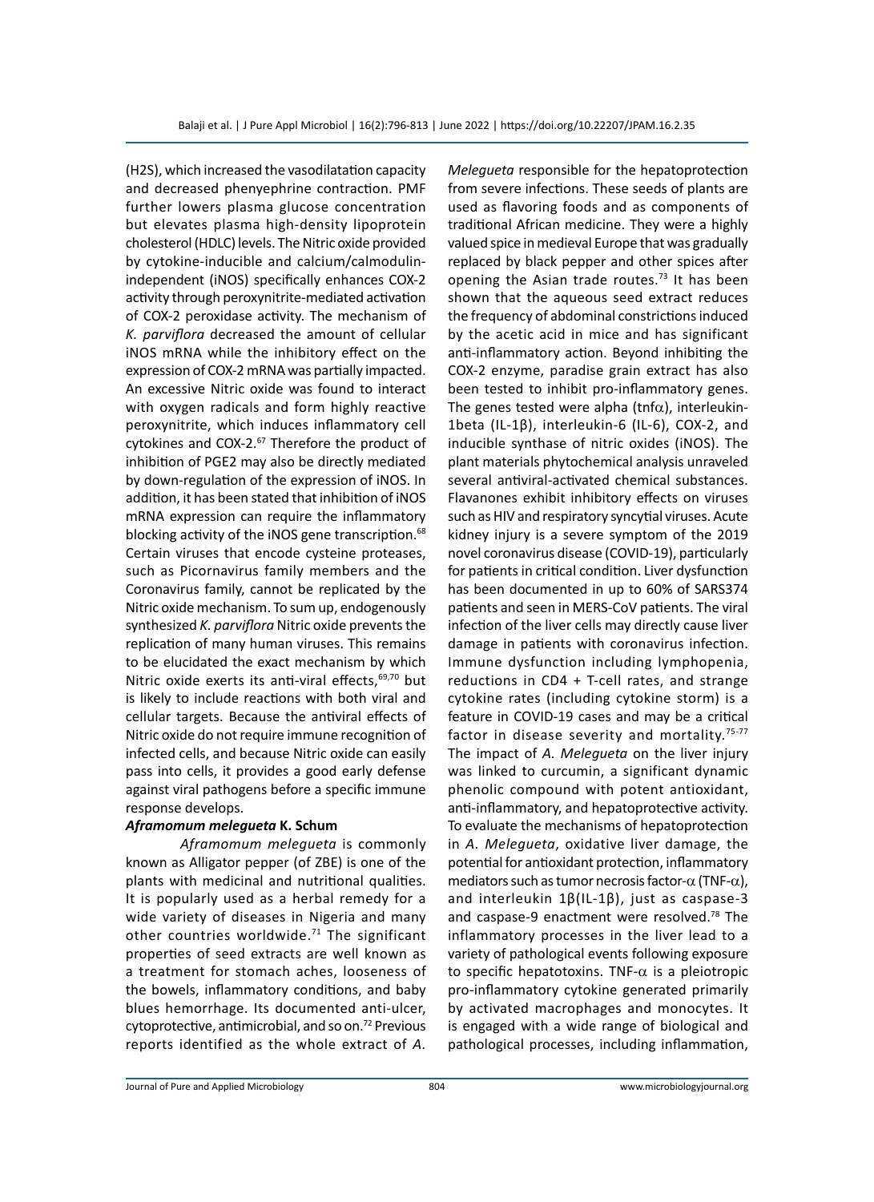(H2S), which increased the vasodilatation capacity and decreased phenyephrine contraction. PMF further lowers plasma glucose concentration but elevates plasma high-density lipoprotein cholesterol (HDLC) levels. The Nitric oxide provided by cytokine-inducible and calcium/calmodulin-independent (iNOS) specifically enhances COX-2 activity through peroxynitrite-mediated activation of COX-2 peroxidase activity. The mechanism of *K. parviflora* decreased the amount of cellular iNOS mRNA while the inhibitory effect on the expression of COX-2 mRNA was partially impacted. An excessive Nitric oxide was found to interact with oxygen radicals and form highly reactive peroxynitrite, which induces inflammatory cell cytokines and COX-2.[67] Therefore the product of inhibition of PGE2 may also be directly mediated by down-regulation of the expression of iNOS. In addition, it has been stated that inhibition of iNOS mRNA expression can require the inflammatory blocking activity of the iNOS gene transcription.[68] Certain viruses that encode cysteine proteases, such as Picornavirus family members and the Coronavirus family, cannot be replicated by the Nitric oxide mechanism. To sum up, endogenously synthesized *K. parviflora* Nitric oxide prevents the replication of many human viruses. This remains to be elucidated the exact mechanism by which Nitric oxide exerts its anti-viral effects,[69,70] but is likely to include reactions with both viral and cellular targets. Because the antiviral effects of Nitric oxide do not require immune recognition of infected cells, and because Nitric oxide can easily pass into cells, it provides a good early defense against viral pathogens before a specific immune response develops.

### ***Aframomum melegueta* K. Schum**

*Aframomum melegueta* is commonly known as Alligator pepper (of ZBE) is one of the plants with medicinal and nutritional qualities. It is popularly used as a herbal remedy for a wide variety of diseases in Nigeria and many other countries worldwide.[71] The significant properties of seed extracts are well known as a treatment for stomach aches, looseness of the bowels, inflammatory conditions, and baby blues hemorrhage. Its documented anti-ulcer, cytoprotective, antimicrobial, and so on.[72] Previous reports identified as the whole extract of *A. Melegueta* responsible for the hepatoprotection from severe infections. These seeds of plants are used as flavoring foods and as components of traditional African medicine. They were a highly valued spice in medieval Europe that was gradually replaced by black pepper and other spices after opening the Asian trade routes.[73] It has been shown that the aqueous seed extract reduces the frequency of abdominal constrictions induced by the acetic acid in mice and has significant anti-inflammatory action. Beyond inhibiting the COX-2 enzyme, paradise grain extract has also been tested to inhibit pro-inflammatory genes. The genes tested were alpha (tnf$\alpha$), interleukin-1beta (IL-1$\beta$), interleukin-6 (IL-6), COX-2, and inducible synthase of nitric oxides (iNOS). The plant materials phytochemical analysis unraveled several antiviral-activated chemical substances. Flavanones exhibit inhibitory effects on viruses such as HIV and respiratory syncytial viruses. Acute kidney injury is a severe symptom of the 2019 novel coronavirus disease (COVID-19), particularly for patients in critical condition. Liver dysfunction has been documented in up to 60% of SARS374 patients and seen in MERS-CoV patients. The viral infection of the liver cells may directly cause liver damage in patients with coronavirus infection. Immune dysfunction including lymphopenia, reductions in CD4 + T-cell rates, and strange cytokine rates (including cytokine storm) is a feature in COVID-19 cases and may be a critical factor in disease severity and mortality.[75-77] The impact of *A. Melegueta* on the liver injury was linked to curcumin, a significant dynamic phenolic compound with potent antioxidant, anti-inflammatory, and hepatoprotective activity. To evaluate the mechanisms of hepatoprotection in *A. Melegueta*, oxidative liver damage, the potential for antioxidant protection, inflammatory mediators such as tumor necrosis factor-$\alpha$ (TNF-$\alpha$), and interleukin 1$\beta$(IL-1$\beta$), just as caspase-3 and caspase-9 enactment were resolved.[78] The inflammatory processes in the liver lead to a variety of pathological events following exposure to specific hepatotoxins. TNF-$\alpha$ is a pleiotropic pro-inflammatory cytokine generated primarily by activated macrophages and monocytes. It is engaged with a wide range of biological and pathological processes, including inflammation,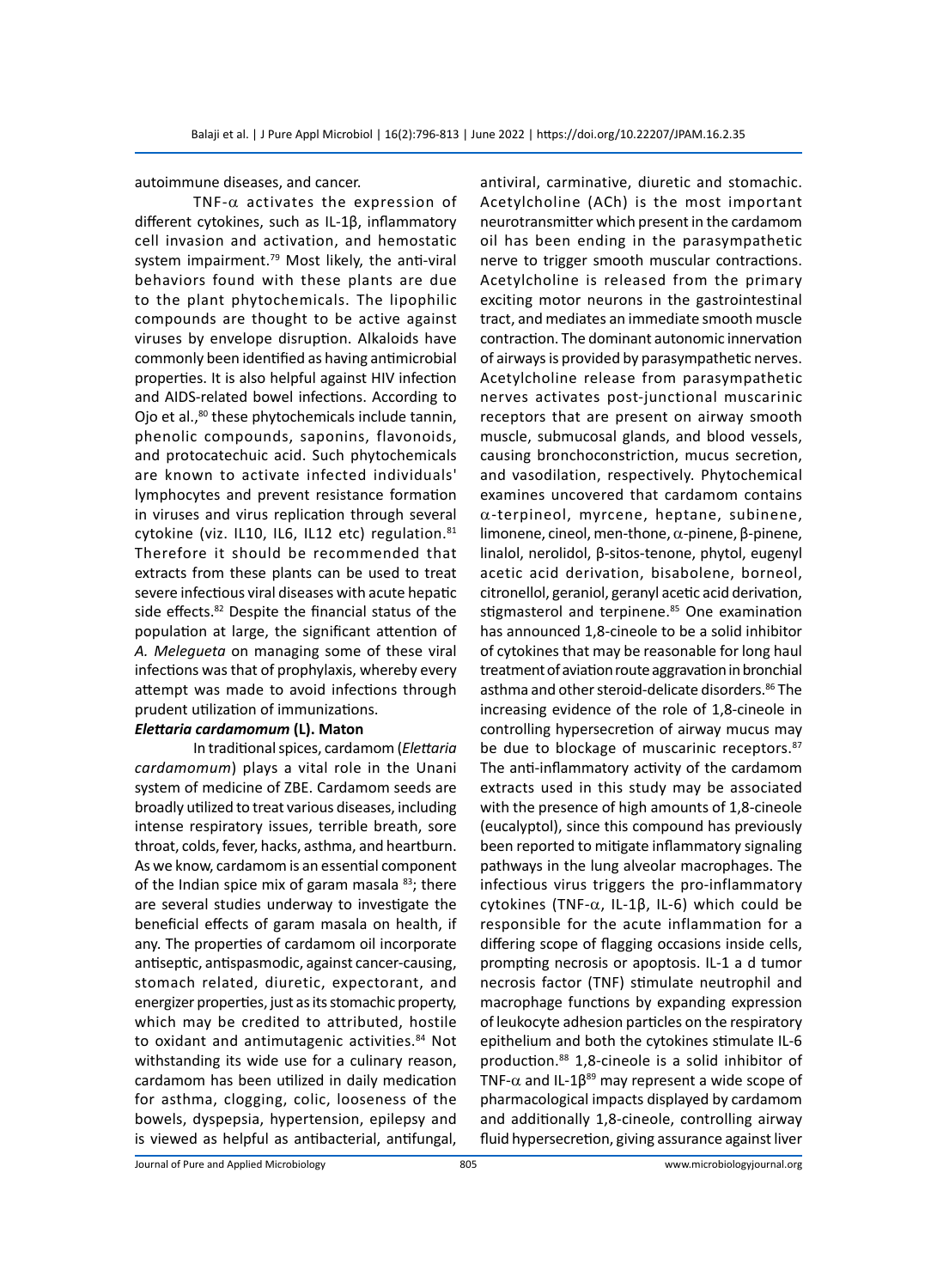autoimmune diseases, and cancer.

TNF-$\alpha$ activates the expression of different cytokines, such as IL-1β, inflammatory cell invasion and activation, and hemostatic system impairment.[79] Most likely, the anti-viral behaviors found with these plants are due to the plant phytochemicals. The lipophilic compounds are thought to be active against viruses by envelope disruption. Alkaloids have commonly been identified as having antimicrobial properties. It is also helpful against HIV infection and AIDS-related bowel infections. According to Ojo et al.,[80] these phytochemicals include tannin, phenolic compounds, saponins, flavonoids, and protocatechuic acid. Such phytochemicals are known to activate infected individuals' lymphocytes and prevent resistance formation in viruses and virus replication through several cytokine (viz. IL10, IL6, IL12 etc) regulation.[81] Therefore it should be recommended that extracts from these plants can be used to treat severe infectious viral diseases with acute hepatic side effects.[82] Despite the financial status of the population at large, the significant attention of *A. Melegueta* on managing some of these viral infections was that of prophylaxis, whereby every attempt was made to avoid infections through prudent utilization of immunizations.

### *Elettaria cardamomum* (L). Maton

In traditional spices, cardamom (*Elettaria cardamomum*) plays a vital role in the Unani system of medicine of ZBE. Cardamom seeds are broadly utilized to treat various diseases, including intense respiratory issues, terrible breath, sore throat, colds, fever, hacks, asthma, and heartburn. As we know, cardamom is an essential component of the Indian spice mix of garam masala [83]; there are several studies underway to investigate the beneficial effects of garam masala on health, if any. The properties of cardamom oil incorporate antiseptic, antispasmodic, against cancer-causing, stomach related, diuretic, expectorant, and energizer properties, just as its stomachic property, which may be credited to attributed, hostile to oxidant and antimutagenic activities.[84] Not withstanding its wide use for a culinary reason, cardamom has been utilized in daily medication for asthma, clogging, colic, looseness of the bowels, dyspepsia, hypertension, epilepsy and is viewed as helpful as antibacterial, antifungal, antiviral, carminative, diuretic and stomachic. Acetylcholine (ACh) is the most important neurotransmitter which present in the cardamom oil has been ending in the parasympathetic nerve to trigger smooth muscular contractions. Acetylcholine is released from the primary exciting motor neurons in the gastrointestinal tract, and mediates an immediate smooth muscle contraction. The dominant autonomic innervation of airways is provided by parasympathetic nerves. Acetylcholine release from parasympathetic nerves activates post-junctional muscarinic receptors that are present on airway smooth muscle, submucosal glands, and blood vessels, causing bronchoconstriction, mucus secretion, and vasodilation, respectively. Phytochemical examines uncovered that cardamom contains $\alpha$-terpineol, myrcene, heptane, subinene, limonene, cineol, men-thone, $\alpha$-pinene, β-pinene, linalol, nerolidol, β-sitos-tenone, phytol, eugenyl acetic acid derivation, bisabolene, borneol, citronellol, geraniol, geranyl acetic acid derivation, stigmasterol and terpinene.[85] One examination has announced 1,8-cineole to be a solid inhibitor of cytokines that may be reasonable for long haul treatment of aviation route aggravation in bronchial asthma and other steroid-delicate disorders.[86] The increasing evidence of the role of 1,8-cineole in controlling hypersecretion of airway mucus may be due to blockage of muscarinic receptors.[87] The anti-inflammatory activity of the cardamom extracts used in this study may be associated with the presence of high amounts of 1,8-cineole (eucalyptol), since this compound has previously been reported to mitigate inflammatory signaling pathways in the lung alveolar macrophages. The infectious virus triggers the pro-inflammatory cytokines (TNF-$\alpha$, IL-1β, IL-6) which could be responsible for the acute inflammation for a differing scope of flagging occasions inside cells, prompting necrosis or apoptosis. IL-1 a d tumor necrosis factor (TNF) stimulate neutrophil and macrophage functions by expanding expression of leukocyte adhesion particles on the respiratory epithelium and both the cytokines stimulate IL-6 production.[88] 1,8-cineole is a solid inhibitor of TNF-$\alpha$ and IL-1β[89] may represent a wide scope of pharmacological impacts displayed by cardamom and additionally 1,8-cineole, controlling airway fluid hypersecretion, giving assurance against liver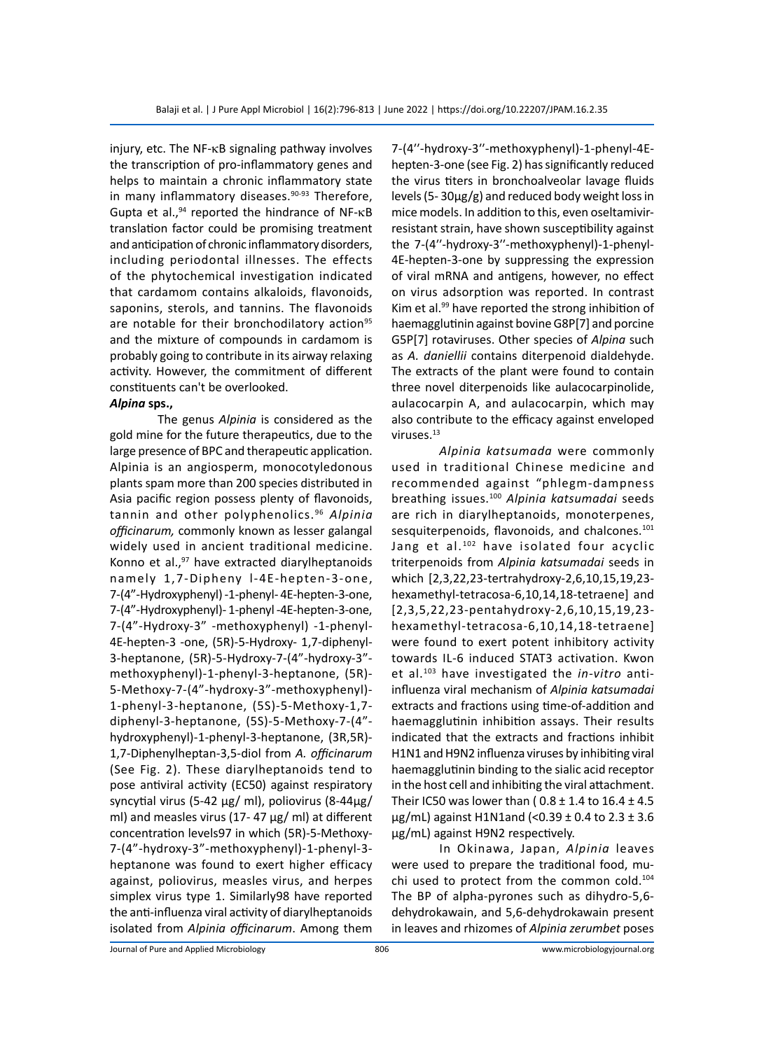injury, etc. The NF-κB signaling pathway involves the transcription of pro-inflammatory genes and helps to maintain a chronic inflammatory state in many inflammatory diseases.[90-93] Therefore, Gupta et al.,[94] reported the hindrance of NF-κB translation factor could be promising treatment and anticipation of chronic inflammatory disorders, including periodontal illnesses. The effects of the phytochemical investigation indicated that cardamom contains alkaloids, flavonoids, saponins, sterols, and tannins. The flavonoids are notable for their bronchodilatory action[95] and the mixture of compounds in cardamom is probably going to contribute in its airway relaxing activity. However, the commitment of different constituents can't be overlooked.

***Alpina* sps.,**

The genus *Alpinia* is considered as the gold mine for the future therapeutics, due to the large presence of BPC and therapeutic application. Alpinia is an angiosperm, monocotyledonous plants spam more than 200 species distributed in Asia pacific region possess plenty of flavonoids, tannin and other polyphenolics.[96] *Alpinia officinarum,* commonly known as lesser galangal widely used in ancient traditional medicine. Konno et al.,[97] have extracted diarylheptanoids namely 1,7-Dipheny l-4E-hepten-3-one, 7-(4"-Hydroxyphenyl) -1-phenyl- 4E-hepten-3-one, 7-(4"-Hydroxyphenyl)- 1-phenyl -4E-hepten-3-one, 7-(4"-Hydroxy-3" -methoxyphenyl) -1-phenyl-4E-hepten-3 -one, (5R)-5-Hydroxy- 1,7-diphenyl-3-heptanone, (5R)-5-Hydroxy-7-(4"-hydroxy-3"-methoxyphenyl)-1-phenyl-3-heptanone, (5R)-5-Methoxy-7-(4"-hydroxy-3"-methoxyphenyl)-1-phenyl-3-heptanone, (5S)-5-Methoxy-1,7-diphenyl-3-heptanone, (5S)-5-Methoxy-7-(4"-hydroxyphenyl)-1-phenyl-3-heptanone, (3R,5R)-1,7-Diphenylheptan-3,5-diol from *A. officinarum* (See Fig. 2). These diarylheptanoids tend to pose antiviral activity (EC50) against respiratory syncytial virus (5-42 µg/ ml), poliovirus (8-44µg/ ml) and measles virus (17- 47 µg/ ml) at different concentration levels97 in which (5R)-5-Methoxy-7-(4"-hydroxy-3"-methoxyphenyl)-1-phenyl-3-heptanone was found to exert higher efficacy against, poliovirus, measles virus, and herpes simplex virus type 1. Similarly98 have reported the anti-influenza viral activity of diarylheptanoids isolated from *Alpinia officinarum*. Among them 7-(4''-hydroxy-3''-methoxyphenyl)-1-phenyl-4E-hepten-3-one (see Fig. 2) has significantly reduced the virus titers in bronchoalveolar lavage fluids levels (5- 30µg/g) and reduced body weight loss in mice models. In addition to this, even oseltamivir-resistant strain, have shown susceptibility against the 7-(4''-hydroxy-3''-methoxyphenyl)-1-phenyl-4E-hepten-3-one by suppressing the expression of viral mRNA and antigens, however, no effect on virus adsorption was reported. In contrast Kim et al.[99] have reported the strong inhibition of haemagglutinin against bovine G8P[7] and porcine G5P[7] rotaviruses. Other species of *Alpina* such as *A. daniellii* contains diterpenoid dialdehyde. The extracts of the plant were found to contain three novel diterpenoids like aulacocarpinolide, aulacocarpin A, and aulacocarpin, which may also contribute to the efficacy against enveloped viruses.[13]

*Alpinia katsumada* were commonly used in traditional Chinese medicine and recommended against "phlegm-dampness breathing issues.[100] *Alpinia katsumadai* seeds are rich in diarylheptanoids, monoterpenes, sesquiterpenoids, flavonoids, and chalcones.[101] Jang et al.[102] have isolated four acyclic triterpenoids from *Alpinia katsumadai* seeds in which [2,3,22,23-tertrahydroxy-2,6,10,15,19,23-hexamethyl-tetracosa-6,10,14,18-tetraene] and [2,3,5,22,23-pentahydroxy-2,6,10,15,19,23-hexamethyl-tetracosa-6,10,14,18-tetraene] were found to exert potent inhibitory activity towards IL-6 induced STAT3 activation. Kwon et al.[103] have investigated the *in-vitro* anti-influenza viral mechanism of *Alpinia katsumadai* extracts and fractions using time-of-addition and haemagglutinin inhibition assays. Their results indicated that the extracts and fractions inhibit H1N1 and H9N2 influenza viruses by inhibiting viral haemagglutinin binding to the sialic acid receptor in the host cell and inhibiting the viral attachment. Their IC50 was lower than ( 0.8 ± 1.4 to 16.4 ± 4.5 µg/mL) against H1N1and (<0.39 ± 0.4 to 2.3 ± 3.6 µg/mL) against H9N2 respectively.

In Okinawa, Japan, *Alpinia* leaves were used to prepare the traditional food, mu-chi used to protect from the common cold.[104] The BP of alpha-pyrones such as dihydro-5,6-dehydrokawain, and 5,6-dehydrokawain present in leaves and rhizomes of *Alpinia zerumbet* poses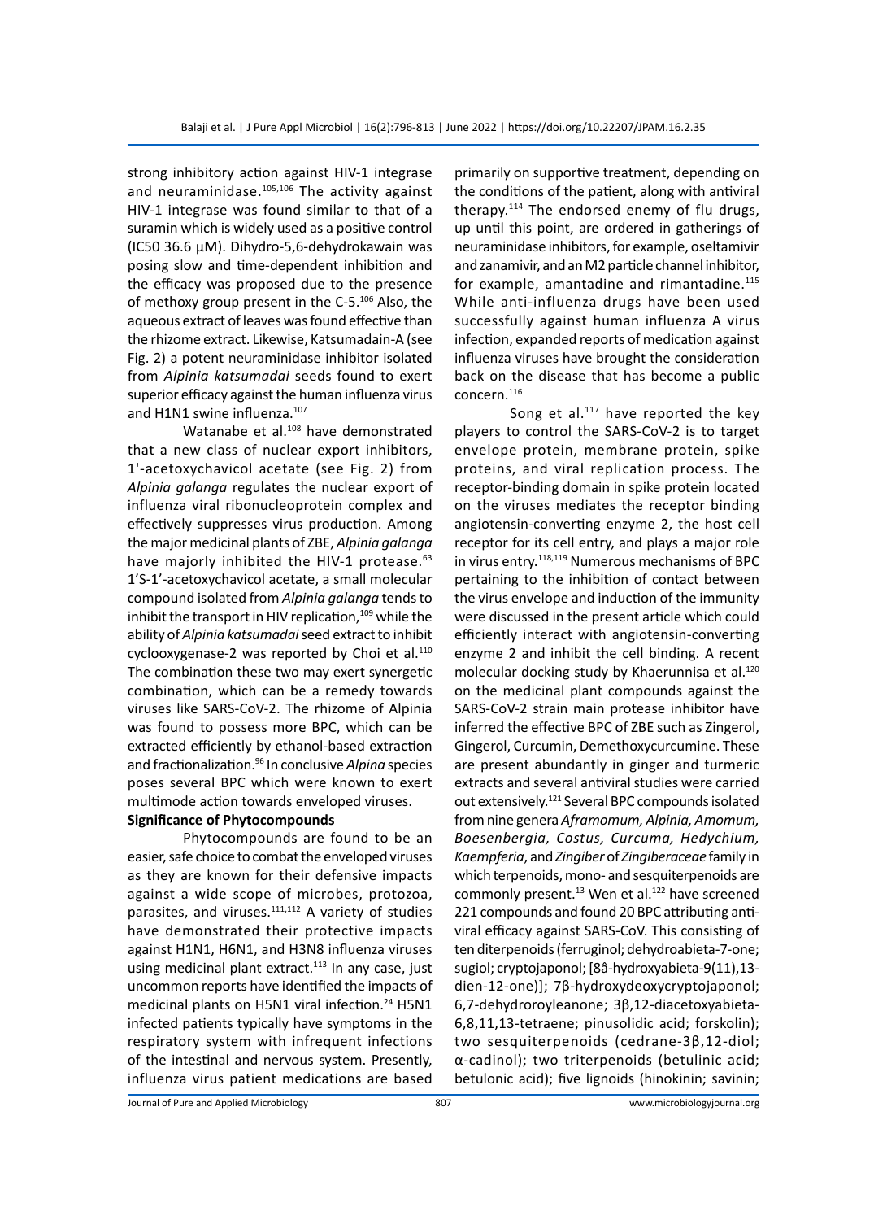strong inhibitory action against HIV-1 integrase and neuraminidase.[105,106] The activity against HIV-1 integrase was found similar to that of a suramin which is widely used as a positive control (IC50 36.6 µM). Dihydro-5,6-dehydrokawain was posing slow and time-dependent inhibition and the efficacy was proposed due to the presence of methoxy group present in the C-5.[106] Also, the aqueous extract of leaves was found effective than the rhizome extract. Likewise, Katsumadain-A (see Fig. 2) a potent neuraminidase inhibitor isolated from *Alpinia katsumadai* seeds found to exert superior efficacy against the human influenza virus and H1N1 swine influenza.[107]

Watanabe et al.[108] have demonstrated that a new class of nuclear export inhibitors, 1'-acetoxychavicol acetate (see Fig. 2) from *Alpinia galanga* regulates the nuclear export of influenza viral ribonucleoprotein complex and effectively suppresses virus production. Among the major medicinal plants of ZBE, *Alpinia galanga* have majorly inhibited the HIV-1 protease.[63] 1'S-1'-acetoxychavicol acetate, a small molecular compound isolated from *Alpinia galanga* tends to inhibit the transport in HIV replication,[109] while the ability of *Alpinia katsumadai* seed extract to inhibit cyclooxygenase-2 was reported by Choi et al.[110] The combination these two may exert synergetic combination, which can be a remedy towards viruses like SARS-CoV-2. The rhizome of Alpinia was found to possess more BPC, which can be extracted efficiently by ethanol-based extraction and fractionalization.[96] In conclusive *Alpina* species poses several BPC which were known to exert multimode action towards enveloped viruses.

**Significance of Phytocompounds**

Phytocompounds are found to be an easier, safe choice to combat the enveloped viruses as they are known for their defensive impacts against a wide scope of microbes, protozoa, parasites, and viruses.[111,112] A variety of studies have demonstrated their protective impacts against H1N1, H6N1, and H3N8 influenza viruses using medicinal plant extract.[113] In any case, just uncommon reports have identified the impacts of medicinal plants on H5N1 viral infection.[24] H5N1 infected patients typically have symptoms in the respiratory system with infrequent infections of the intestinal and nervous system. Presently, influenza virus patient medications are based primarily on supportive treatment, depending on the conditions of the patient, along with antiviral therapy.[114] The endorsed enemy of flu drugs, up until this point, are ordered in gatherings of neuraminidase inhibitors, for example, oseltamivir and zanamivir, and an M2 particle channel inhibitor, for example, amantadine and rimantadine.[115] While anti-influenza drugs have been used successfully against human influenza A virus infection, expanded reports of medication against influenza viruses have brought the consideration back on the disease that has become a public concern.[116]

Song et al.[117] have reported the key players to control the SARS-CoV-2 is to target envelope protein, membrane protein, spike proteins, and viral replication process. The receptor-binding domain in spike protein located on the viruses mediates the receptor binding angiotensin-converting enzyme 2, the host cell receptor for its cell entry, and plays a major role in virus entry.[118,119] Numerous mechanisms of BPC pertaining to the inhibition of contact between the virus envelope and induction of the immunity were discussed in the present article which could efficiently interact with angiotensin-converting enzyme 2 and inhibit the cell binding. A recent molecular docking study by Khaerunnisa et al.[120] on the medicinal plant compounds against the SARS-CoV-2 strain main protease inhibitor have inferred the effective BPC of ZBE such as Zingerol, Gingerol, Curcumin, Demethoxycurcumine. These are present abundantly in ginger and turmeric extracts and several antiviral studies were carried out extensively.[121] Several BPC compounds isolated from nine genera *Aframomum, Alpinia, Amomum, Boesenbergia, Costus, Curcuma, Hedychium, Kaempferia*, and *Zingiber* of *Zingiberaceae* family in which terpenoids, mono- and sesquiterpenoids are commonly present.[13] Wen et al.[122] have screened 221 compounds and found 20 BPC attributing antiviral efficacy against SARS-CoV. This consisting of ten diterpenoids (ferruginol; dehydroabieta-7-one; sugiol; cryptojaponol; [8â-hydroxyabieta-9(11),13-dien-12-one)]; 7β-hydroxydeoxycryptojaponol; 6,7-dehydroroyleanone; 3β,12-diacetoxyabieta-6,8,11,13-tetraene; pinusolidic acid; forskolin); two sesquiterpenoids (cedrane-3β,12-diol; α-cadinol); two triterpenoids (betulinic acid; betulonic acid); five lignoids (hinokinin; savinin;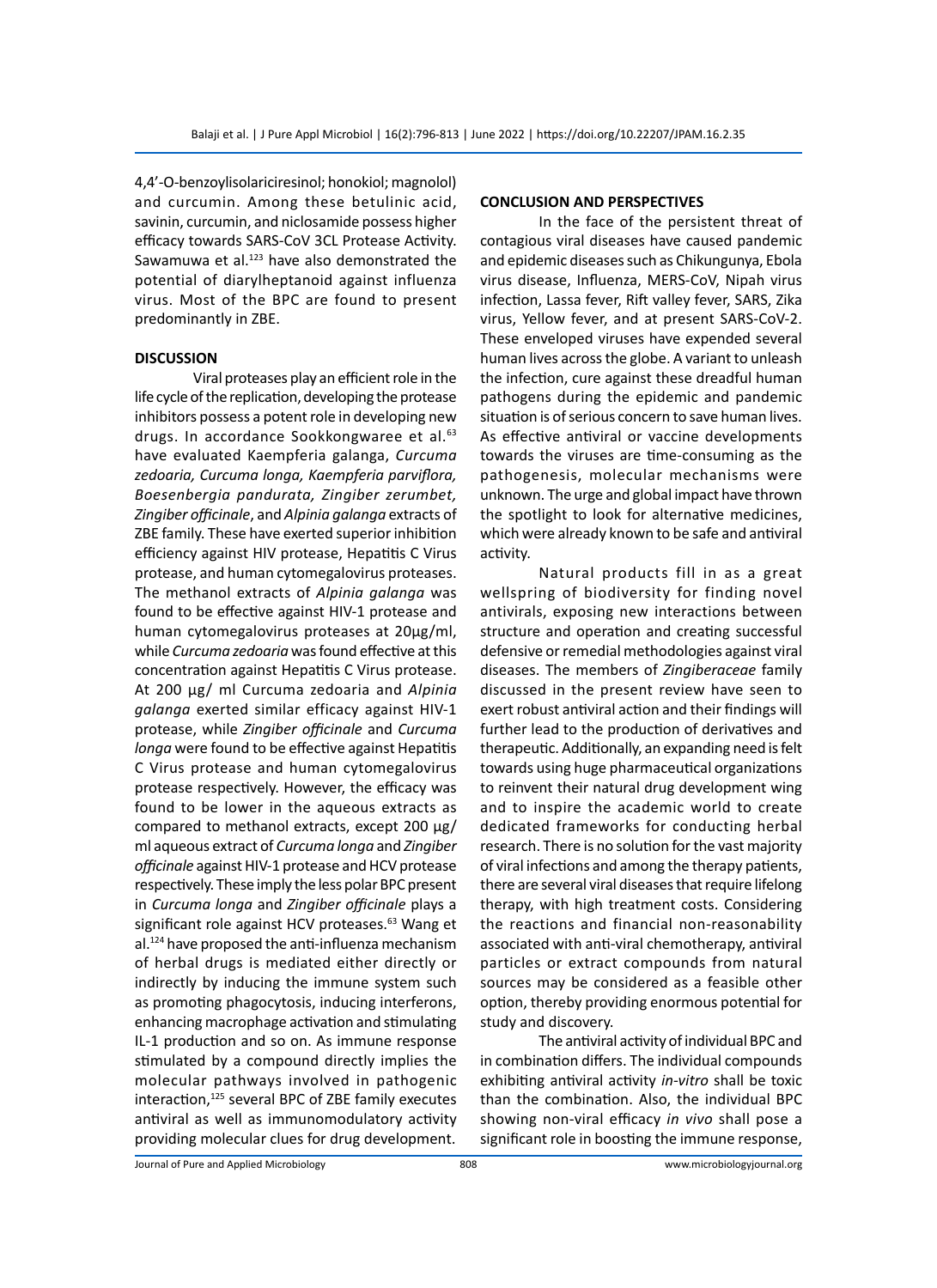4,4'-O-benzoylisolariciresinol; honokiol; magnolol) and curcumin. Among these betulinic acid, savinin, curcumin, and niclosamide possess higher efficacy towards SARS-CoV 3CL Protease Activity. Sawamuwa et al.[123] have also demonstrated the potential of diarylheptanoid against influenza virus. Most of the BPC are found to present predominantly in ZBE.

## DISCUSSION

Viral proteases play an efficient role in the life cycle of the replication, developing the protease inhibitors possess a potent role in developing new drugs. In accordance Sookkongwaree et al.[63] have evaluated Kaempferia galanga, *Curcuma zedoaria, Curcuma longa, Kaempferia parviflora, Boesenbergia pandurata, Zingiber zerumbet, Zingiber officinale*, and *Alpinia galanga* extracts of ZBE family. These have exerted superior inhibition efficiency against HIV protease, Hepatitis C Virus protease, and human cytomegalovirus proteases. The methanol extracts of *Alpinia galanga* was found to be effective against HIV-1 protease and human cytomegalovirus proteases at 20µg/ml, while *Curcuma zedoaria* was found effective at this concentration against Hepatitis C Virus protease. At 200 µg/ ml Curcuma zedoaria and *Alpinia galanga* exerted similar efficacy against HIV-1 protease, while *Zingiber officinale* and *Curcuma longa* were found to be effective against Hepatitis C Virus protease and human cytomegalovirus protease respectively. However, the efficacy was found to be lower in the aqueous extracts as compared to methanol extracts, except 200 µg/ ml aqueous extract of *Curcuma longa* and *Zingiber officinale* against HIV-1 protease and HCV protease respectively. These imply the less polar BPC present in *Curcuma longa* and *Zingiber officinale* plays a significant role against HCV proteases.[63] Wang et al.[124] have proposed the anti-influenza mechanism of herbal drugs is mediated either directly or indirectly by inducing the immune system such as promoting phagocytosis, inducing interferons, enhancing macrophage activation and stimulating IL-1 production and so on. As immune response stimulated by a compound directly implies the molecular pathways involved in pathogenic interaction,[125] several BPC of ZBE family executes antiviral as well as immunomodulatory activity providing molecular clues for drug development.

## CONCLUSION AND PERSPECTIVES

In the face of the persistent threat of contagious viral diseases have caused pandemic and epidemic diseases such as Chikungunya, Ebola virus disease, Influenza, MERS-CoV, Nipah virus infection, Lassa fever, Rift valley fever, SARS, Zika virus, Yellow fever, and at present SARS-CoV-2. These enveloped viruses have expended several human lives across the globe. A variant to unleash the infection, cure against these dreadful human pathogens during the epidemic and pandemic situation is of serious concern to save human lives. As effective antiviral or vaccine developments towards the viruses are time-consuming as the pathogenesis, molecular mechanisms were unknown. The urge and global impact have thrown the spotlight to look for alternative medicines, which were already known to be safe and antiviral activity.

Natural products fill in as a great wellspring of biodiversity for finding novel antivirals, exposing new interactions between structure and operation and creating successful defensive or remedial methodologies against viral diseases. The members of *Zingiberaceae* family discussed in the present review have seen to exert robust antiviral action and their findings will further lead to the production of derivatives and therapeutic. Additionally, an expanding need is felt towards using huge pharmaceutical organizations to reinvent their natural drug development wing and to inspire the academic world to create dedicated frameworks for conducting herbal research. There is no solution for the vast majority of viral infections and among the therapy patients, there are several viral diseases that require lifelong therapy, with high treatment costs. Considering the reactions and financial non-reasonability associated with anti-viral chemotherapy, antiviral particles or extract compounds from natural sources may be considered as a feasible other option, thereby providing enormous potential for study and discovery.

The antiviral activity of individual BPC and in combination differs. The individual compounds exhibiting antiviral activity *in-vitro* shall be toxic than the combination. Also, the individual BPC showing non-viral efficacy *in vivo* shall pose a significant role in boosting the immune response,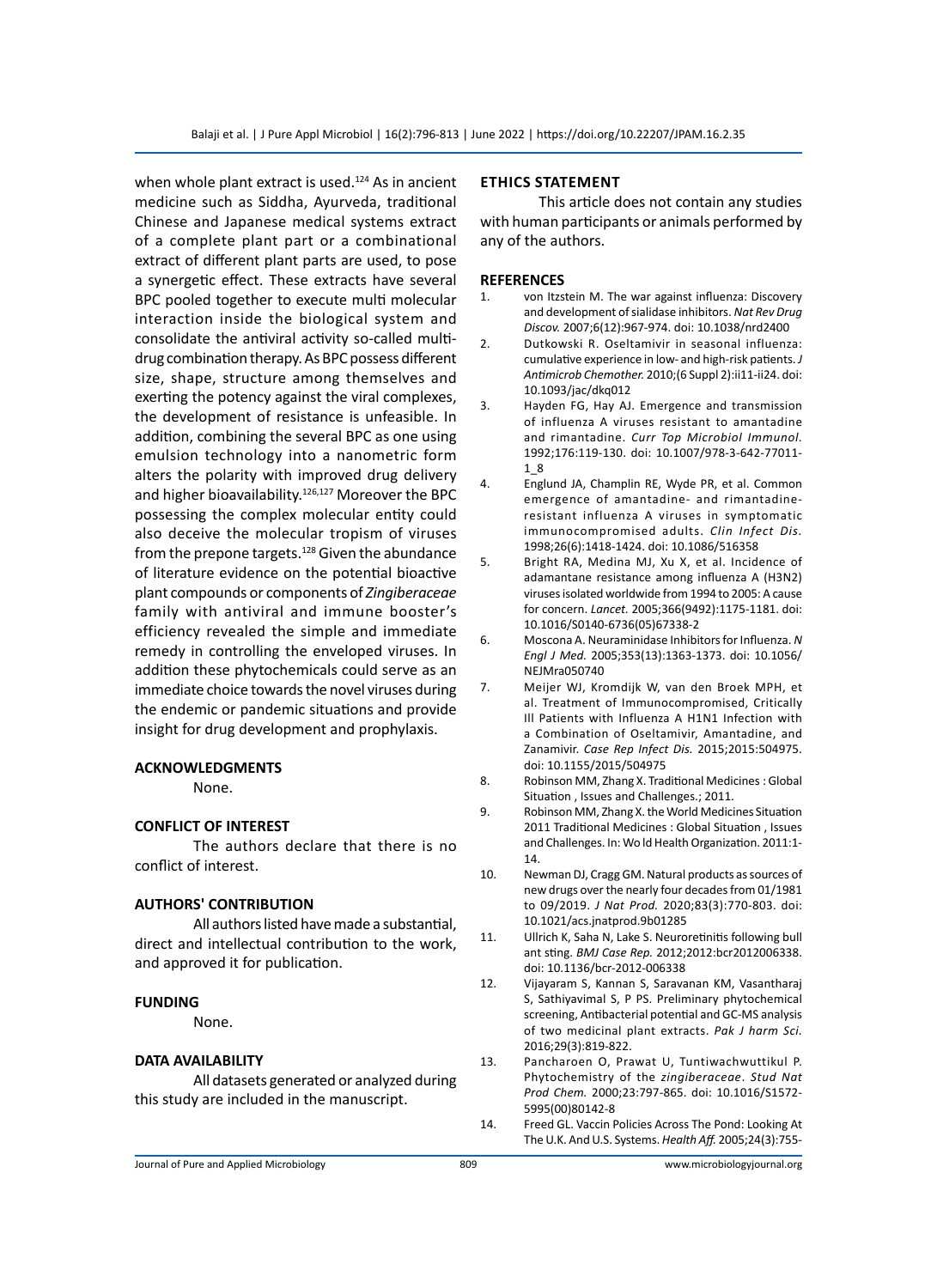when whole plant extract is used.[124] As in ancient medicine such as Siddha, Ayurveda, traditional Chinese and Japanese medical systems extract of a complete plant part or a combinational extract of different plant parts are used, to pose a synergetic effect. These extracts have several BPC pooled together to execute multi molecular interaction inside the biological system and consolidate the antiviral activity so-called multi-drug combination therapy. As BPC possess different size, shape, structure among themselves and exerting the potency against the viral complexes, the development of resistance is unfeasible. In addition, combining the several BPC as one using emulsion technology into a nanometric form alters the polarity with improved drug delivery and higher bioavailability.[126,127] Moreover the BPC possessing the complex molecular entity could also deceive the molecular tropism of viruses from the prepone targets.[128] Given the abundance of literature evidence on the potential bioactive plant compounds or components of *Zingiberaceae* family with antiviral and immune booster's efficiency revealed the simple and immediate remedy in controlling the enveloped viruses. In addition these phytochemicals could serve as an immediate choice towards the novel viruses during the endemic or pandemic situations and provide insight for drug development and prophylaxis.

## ACKNOWLEDGMENTS

None.

## CONFLICT OF INTEREST

The authors declare that there is no conflict of interest.

## AUTHORS' CONTRIBUTION

All authors listed have made a substantial, direct and intellectual contribution to the work, and approved it for publication.

## FUNDING

None.

## DATA AVAILABILITY

All datasets generated or analyzed during this study are included in the manuscript.

## ETHICS STATEMENT

This article does not contain any studies with human participants or animals performed by any of the authors.

## REFERENCES

1. von Itzstein M. The war against influenza: Discovery and development of sialidase inhibitors. *Nat Rev Drug Discov.* 2007;6(12):967-974. doi: 10.1038/nrd2400
2. Dutkowski R. Oseltamivir in seasonal influenza: cumulative experience in low- and high-risk patients. *J Antimicrob Chemother.* 2010;(6 Suppl 2):ii11-ii24. doi: 10.1093/jac/dkq012
3. Hayden FG, Hay AJ. Emergence and transmission of influenza A viruses resistant to amantadine and rimantadine. *Curr Top Microbiol Immunol.* 1992;176:119-130. doi: 10.1007/978-3-642-77011-1_8
4. Englund JA, Champlin RE, Wyde PR, et al. Common emergence of amantadine- and rimantadine-resistant influenza A viruses in symptomatic immunocompromised adults. *Clin Infect Dis.* 1998;26(6):1418-1424. doi: 10.1086/516358
5. Bright RA, Medina MJ, Xu X, et al. Incidence of adamantane resistance among influenza A (H3N2) viruses isolated worldwide from 1994 to 2005: A cause for concern. *Lancet.* 2005;366(9492):1175-1181. doi: 10.1016/S0140-6736(05)67338-2
6. Moscona A. Neuraminidase Inhibitors for Influenza. *N Engl J Med.* 2005;353(13):1363-1373. doi: 10.1056/NEJMra050740
7. Meijer WJ, Kromdijk W, van den Broek MPH, et al. Treatment of Immunocompromised, Critically Ill Patients with Influenza A H1N1 Infection with a Combination of Oseltamivir, Amantadine, and Zanamivir. *Case Rep Infect Dis.* 2015;2015:504975. doi: 10.1155/2015/504975
8. Robinson MM, Zhang X. Traditional Medicines : Global Situation , Issues and Challenges.; 2011.
9. Robinson MM, Zhang X. the World Medicines Situation 2011 Traditional Medicines : Global Situation , Issues and Challenges. In: Wo ld Health Organization. 2011:1-14.
10. Newman DJ, Cragg GM. Natural products as sources of new drugs over the nearly four decades from 01/1981 to 09/2019. *J Nat Prod.* 2020;83(3):770-803. doi: 10.1021/acs.jnatprod.9b01285
11. Ullrich K, Saha N, Lake S. Neuroretinitis following bull ant sting. *BMJ Case Rep.* 2012;2012:bcr2012006338. doi: 10.1136/bcr-2012-006338
12. Vijayaram S, Kannan S, Saravanan KM, Vasantharaj S, Sathiyavimal S, P PS. Preliminary phytochemical screening, Antibacterial potential and GC-MS analysis of two medicinal plant extracts. *Pak J harm Sci.* 2016;29(3):819-822.
13. Pancharoen O, Prawat U, Tuntiwachwuttikul P. Phytochemistry of the *zingiberaceae*. *Stud Nat Prod Chem.* 2000;23:797-865. doi: 10.1016/S1572-5995(00)80142-8
14. Freed GL. Vaccin Policies Across The Pond: Looking At The U.K. And U.S. Systems. *Health Aff.* 2005;24(3):755-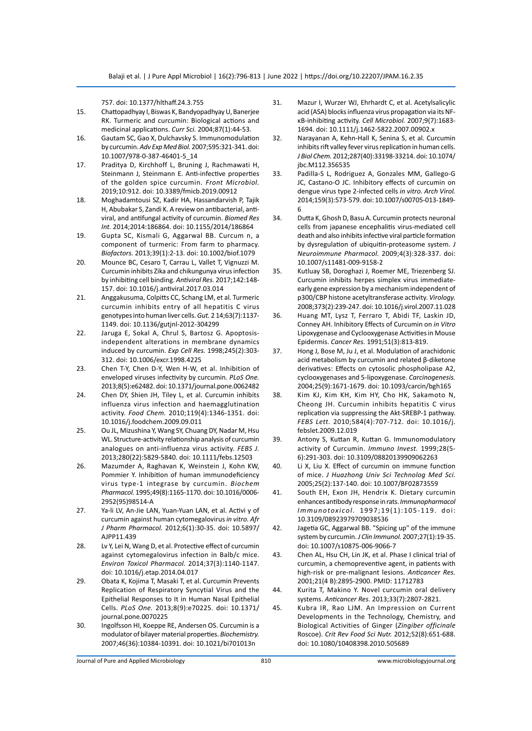757. doi: 10.1377/hlthaff.24.3.755

15. Chattopadhyay I, Biswas K, Bandyopadhyay U, Banerjee RK. Turmeric and curcumin: Biological actions and medicinal applications. *Curr Sci.* 2004;87(1):44-53.
16. Gautam SC, Gao X, Dulchavsky S. Immunomodulation by curcumin. *Adv Exp Med Biol.* 2007;595:321-341. doi: 10.1007/978-0-387-46401-5_14
17. Praditya D, Kirchhoff L, Bruning J, Rachmawati H, Steinmann J, Steinmann E. Anti-infective properties of the golden spice curcumin. *Front Microbiol.* 2019;10:912. doi: 10.3389/fmicb.2019.00912
18. Moghadamtousi SZ, Kadir HA, Hassandarvish P, Tajik H, Abubakar S, Zandi K. A review on antibacterial, antiviral, and antifungal activity of curcumin. *Biomed Res Int.* 2014;2014:186864. doi: 10.1155/2014/186864
19. Gupta SC, Kismali G, Aggarwal BB. Curcum n, a component of turmeric: From farm to pharmacy. *Biofactors.* 2013;39(1):2-13. doi: 10.1002/biof.1079
20. Mounce BC, Cesaro T, Carrau L, Vallet T, Vignuzzi M. Curcumin inhibits Zika and chikungunya virus infection by inhibiting cell binding. *Antiviral Res.* 2017;142:148-157. doi: 10.1016/j.antiviral.2017.03.014
21. Anggakusuma, Colpitts CC, Schang LM, et al. Turmeric curcumin inhibits entry of all hepatitis C virus genotypes into human liver cells. *Gut.* 2 14;63(7):1137-1149. doi: 10.1136/gutjnl-2012-304299
22. Jaruga E, Sokal A, Chrul S, Bartosz G. Apoptosis-independent alterations in membrane dynamics induced by curcumin. *Exp Cell Res.* 1998;245(2):303-312. doi: 10.1006/excr.1998.4225
23. Chen T-Y, Chen D-Y, Wen H-W, et al. Inhibition of enveloped viruses infectivity by curcumin. *PLoS One.* 2013;8(5):e62482. doi: 10.1371/journal.pone.0062482
24. Chen DY, Shien JH, Tiley L, et al. Curcumin inhibits influenza virus infection and haemagglutination activity. *Food Chem.* 2010;119(4):1346-1351. doi: 10.1016/j.foodchem.2009.09.011
25. Ou JL, Mizushina Y, Wang SY, Chuang DY, Nadar M, Hsu WL. Structure-activity relationship analysis of curcumin analogues on anti-influenza virus activity. *FEBS J.* 2013;280(22):5829-5840. doi: 10.1111/febs.12503
26. Mazumder A, Raghavan K, Weinstein J, Kohn KW, Pommier Y. Inhibition of human immunodeficiency virus type-1 integrase by curcumin. *Biochem Pharmacol.* 1995;49(8):1165-1170. doi: 10.1016/0006-2952(95)98514-A
27. Ya-li LV, An-Jie LAN, Yuan-Yuan LAN, et al. Activi y of curcumin against human cytomegalovirus *in vitro. Afr J Pharm Pharmacol.* 2012;6(1):30-35. doi: 10.5897/AJPP11.439
28. Lv Y, Lei N, Wang D, et al. Protective effect of curcumin against cytomegalovirus infection in Balb/c mice. *Environ Toxicol Pharmacol.* 2014;37(3):1140-1147. doi: 10.1016/j.etap.2014.04.017
29. Obata K, Kojima T, Masaki T, et al. Curcumin Prevents Replication of Respiratory Syncytial Virus and the Epithelial Responses to It in Human Nasal Epithelial Cells. *PLoS One.* 2013;8(9): e70225. doi: 10.1371/journal.pone.0070225
30. Ingolfsson HI, Koeppe RE, Andersen OS. Curcumin is a modulator of bilayer material properties. *Biochemistry.* 2007;46(36):10384-10391. doi: 10.1021/bi701013n
31. Mazur I, Wurzer WJ, Ehrhardt C, et al. Acetylsalicylic acid (ASA) blocks influenza virus propagation via its NF-κB-inhibiting activity. *Cell Microbiol.* 2007;9(7):1683-1694. doi: 10.1111/j.1462-5822.2007.00902.x
32. Narayanan A, Kehn-Hall K, Senina S, et al. Curcumin inhibits rift valley fever virus replication in human cells. *J Biol Chem.* 2012;287(40):33198-33214. doi: 10.1074/jbc.M112.356535
33. Padilla-S L, Rodriguez A, Gonzales MM, Gallego-G JC, Castano-O JC. Inhibitory effects of curcumin on dengue virus type 2-infected cells *in vitro. Arch Virol.* 2014;159(3):573-579. doi: 10.1007/s00705-013-1849-6
34. Dutta K, Ghosh D, Basu A. Curcumin protects neuronal cells from japanese encephalitis virus-mediated cell death and also inhibits infective viral particle formation by dysregulation of ubiquitin-proteasome system. *J Neuroimmune Pharmacol.* 2009;4(3):328-337. doi: 10.1007/s11481-009-9158-2
35. Kutluay SB, Doroghazi J, Roemer ME, Triezenberg SJ. Curcumin inhibits herpes simplex virus immediate-early gene expression by a mechanism independent of p300/CBP histone acetyltransferase activity. *Virology.* 2008;373(2):239-247. doi: 10.1016/j.virol.2007.11.028
36. Huang MT, Lysz T, Ferraro T, Abidi TF, Laskin JD, Conney AH. Inhibitory Effects of Curcumin on *in Vitro* Lipoxygenase and Cyclooxygenase Activities in Mouse Epidermis. *Cancer Res.* 1991;51(3):813-819.
37. Hong J, Bose M, Ju J, et al. Modulation of arachidonic acid metabolism by curcumin and related β-diketone derivatives: Effects on cytosolic phospholipase A2, cyclooxygenases and 5-lipoxygenase. *Carcinogenesis.* 2004;25(9):1671-1679. doi: 10.1093/carcin/bgh165
38. Kim KJ, Kim KH, Kim HY, Cho HK, Sakamoto N, Cheong JH. Curcumin inhibits hepatitis C virus replication via suppressing the Akt-SREBP-1 pathway. *FEBS Lett.* 2010;584(4):707-712. doi: 10.1016/j.febslet.2009.12.019
39. Antony S, Kuttan R, Kuttan G. Immunomodulatory activity of Curcumin. *Immuno Invest.* 1999;28(5-6):291-303. doi: 10.3109/08820139909062263
40. Li X, Liu X. Effect of curcumin on immune function of mice. *J Huazhong Univ Sci Technolog Med Sci.* 2005;25(2):137-140. doi: 10.1007/BF02873559
41. South EH, Exon JH, Hendrix K. Dietary curcumin enhances antibody response in rats. *Immunopharmacol Immunotoxicol.* 1997;19(1):105-119. doi: 10.3109/08923979709038536
42. Jagetia GC, Aggarwal BB. "Spicing up" of the immune system by curcumin. *J Clin Immunol.* 2007;27(1):19-35. doi: 10.1007/s10875-006-9066-7
43. Chen AL, Hsu CH, Lin JK, et al. Phase I clinical trial of curcumin, a chemopreventive agent, in patients with high-risk or pre-malignant lesions. *Anticancer Res.* 2001;21(4 B):2895-2900. PMID: 11712783
44. Kurita T, Makino Y. Novel curcumin oral delivery systems. *Anticancer Res.* 2013;33(7):2807-2821.
45. Kubra IR, Rao LJM. An Impression on Current Developments in the Technology, Chemistry, and Biological Activities of Ginger (*Zingiber officinale* Roscoe). *Crit Rev Food Sci Nutr.* 2012;52(8):651-688. doi: 10.1080/10408398.2010.505689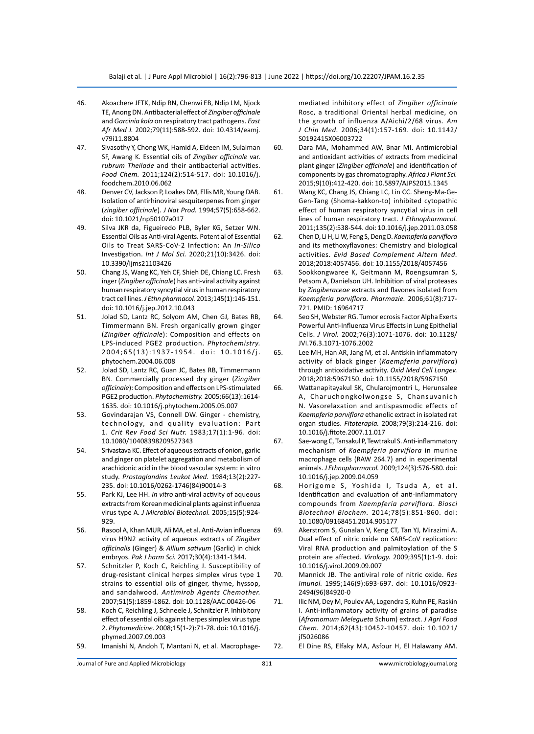46. Akoachere JFTK, Ndip RN, Chenwi EB, Ndip LM, Njock TE, Anong DN. Antibacterial effect of *Zingiber officinale* and *Garcinia kola* on respiratory tract pathogens. *East Afr Med J.* 2002;79(11):588-592. doi: 10.4314/eamj.v79i11.8804
47. Sivasothy Y, Chong WK, Hamid A, Eldeen IM, Sulaiman SF, Awang K. Essential oils of *Zingiber officinale* var. *rubrum Theilade* and their antibacterial activities. *Food Chem.* 2011;124(2):514-517. doi: 10.1016/j.foodchem.2010.06.062
48. Denver CV, Jackson P, Loakes DM, Ellis MR, Young DAB. Isolation of antirhinoviral sesquiterpenes from ginger (*zingiber officinale*). *J Nat Prod.* 1994;57(5):658-662. doi: 10.1021/np50107a017
49. Silva JKR da, Figueiredo PLB, Byler KG, Setzer WN. Essential Oils as Anti-viral Agents. Potent al of Essential Oils to Treat SARS-CoV-2 Infection: An *In-Silico* Investigation. *Int J Mol Sci.* 2020;21(10):3426. doi: 10.3390/ijms21103426
50. Chang JS, Wang KC, Yeh CF, Shieh DE, Chiang LC. Fresh inger (*Zingiber officinale*) has anti-viral activity against human respiratory syncytial virus in human respiratory tract cell lines. *J Ethn pharmacol.* 2013;145(1):146-151. doi: 10.1016/j.jep.2012.10.043
51. Jolad SD, Lantz RC, Solyom AM, Chen GJ, Bates RB, Timmermann BN. Fresh organically grown ginger (*Zingiber officinale*): Composition and effects on LPS-induced PGE2 production. *Phytochemistry.* 2004;65(13):1937-1954. doi: 10.1016/j.phytochem.2004.06.008
52. Jolad SD, Lantz RC, Guan JC, Bates RB, Timmermann BN. Commercially processed dry ginger (*Zingiber officinale*): Composition and effects on LPS-stimulated PGE2 production. *Phytochemistry.* 2005;66(13):1614-1635. doi: 10.1016/j.phytochem.2005.05.007
53. Govindarajan VS, Connell DW. Ginger - chemistry, technology, and quality evaluation: Part 1. *Crit Rev Food Sci Nutr.* 1983;17(1):1-96. doi: 10.1080/10408398209527343
54. Srivastava KC. Effect of aqueous extracts of onion, garlic and ginger on platelet aggregation and metabolism of arachidonic acid in the blood vascular system: in vitro study. *Prostaglandins Leukot Med.* 1984;13(2):227-235. doi: 10.1016/0262-1746(84)90014-3
55. Park KJ, Lee HH. *In vitro* anti-viral activity of aqueous extracts from Korean medicinal plants against influenza virus type A. *J Microbiol Biotechnol.* 2005;15(5):924-929.
56. Rasool A, Khan MUR, Ali MA, et al. Anti-Avian influenza virus H9N2 activity of aqueous extracts of *Zingiber officinalis* (Ginger) & *Allium sativum* (Garlic) in chick embryos. *Pak J harm Sci.* 2017;30(4):1341-1344.
57. Schnitzler P, Koch C, Reichling J. Susceptibility of drug-resistant clinical herpes simplex virus type 1 strains to essential oils of ginger, thyme, hyssop, and sandalwood. *Antimicrob Agents Chemother.* 2007;51(5):1859-1862. doi: 10.1128/AAC.00426-06
58. Koch C, Reichling J, Schneele J, Schnitzler P. Inhibitory effect of essential oils against herpes simplex virus type 2. *Phytomedicine.* 2008;15(1-2):71-78. doi: 10.1016/j.phymed.2007.09.003
59. Imanishi N, Andoh T, Mantani N, et al. Macrophage-mediated inhibitory effect of *Zingiber officinale* Rosc, a traditional Oriental herbal medicine, on the growth of influenza A/Aichi/2/68 virus. *Am J Chin Med.* 2006;34(1):157-169. doi: 10.1142/S0192415X06003722
60. Dara MA, Mohammed AW, Bnar MI. Antimicrobial and antioxidant activities of extracts from medicinal plant ginger (*Zingiber officinale*) and identification of components by gas chromatography. *Africa J Plant Sci.* 2015;9(10):412-420. doi: 10.5897/AJPS2015.1345
61. Wang KC, Chang JS, Chiang LC, Lin CC. Sheng-Ma-Ge-Gen-Tang (Shoma-kakkon-to) inhibited cytopathic effect of human respiratory syncytial virus in cell lines of human respiratory tract. *J Ethnopharmacol.* 2011;135(2):538-544. doi: 10.1016/j.jep.2011.03.058
62. Chen D, Li H, Li W, Feng S, Deng D. *Kaempferia parviflora* and its methoxyflavones: Chemistry and biological activities. *Evid Based Complement Altern Med.* 2018;2018:4057456. doi: 10.1155/2018/4057456
63. Sookkongwaree K, Geitmann M, Roengsumran S, Petsom A, Danielson UH. Inhibition of viral proteases by *Zingiberaceae* extracts and flavones isolated from *Kaempferia parviflora*. *Pharmazie.* 2006;61(8):717-721. PMID: 16964717
64. Seo SH, Webster RG. Tumor ecrosis Factor Alpha Exerts Powerful Anti-Influenza Virus Effects in Lung Epithelial Cells. *J Virol.* 2002;76(3):1071-1076. doi: 10.1128/JVI.76.3.1071-1076.2002
65. Lee MH, Han AR, Jang M, et al. Antiskin inflammatory activity of black ginger (*Kaempferia parviflora*) through antioxidative activity. *Oxid Med Cell Longev.* 2018;2018:5967150. doi: 10.1155/2018/5967150
66. Wattanapitayakul SK, Chularojmontri L, Herunsalee A, Charuchongkolwongse S, Chansuvanich N. Vasorelaxation and antispasmodic effects of *Kaempferia parviflora* ethanolic extract in isolated rat organ studies. *Fitoterapia.* 2008;79(3):214-216. doi: 10.1016/j.fitote.2007.11.017
67. Sae-wong C, Tansakul P, Tewtrakul S. Anti-inflammatory mechanism of *Kaempferia parviflora* in murine macrophage cells (RAW 264.7) and in experimental animals. *J Ethnopharmacol.* 2009;124(3):576-580. doi: 10.1016/j.jep.2009.04.059
68. Horigome S, Yoshida I, Tsuda A, et al. Identification and evaluation of anti-inflammatory compounds from *Kaempferia parviflora*. *Biosci Biotechnol Biochem.* 2014;78(5):851-860. doi: 10.1080/09168451.2014.905177
69. Akerstrom S, Gunalan V, Keng CT, Tan YJ, Mirazimi A. Dual effect of nitric oxide on SARS-CoV replication: Viral RNA production and palmitoylation of the S protein are affected. *Virology.* 2009;395(1):1-9. doi: 10.1016/j.virol.2009.09.007
70. Mannick JB. The antiviral role of nitric oxide. *Res Imunol.* 1995;146(9):693-697. doi: 10.1016/0923-2494(96)84920-0
71. Ilic NM, Dey M, Poulev AA, Logendra S, Kuhn PE, Raskin I. Anti-inflammatory activity of grains of paradise (*Aframomum Melegueta* Schum) extract. *J Agri Food Chem.* 2014;62(43):10452-10457. doi: 10.1021/jf5026086
72. El Dine RS, Elfaky MA, Asfour H, El Halawany AM.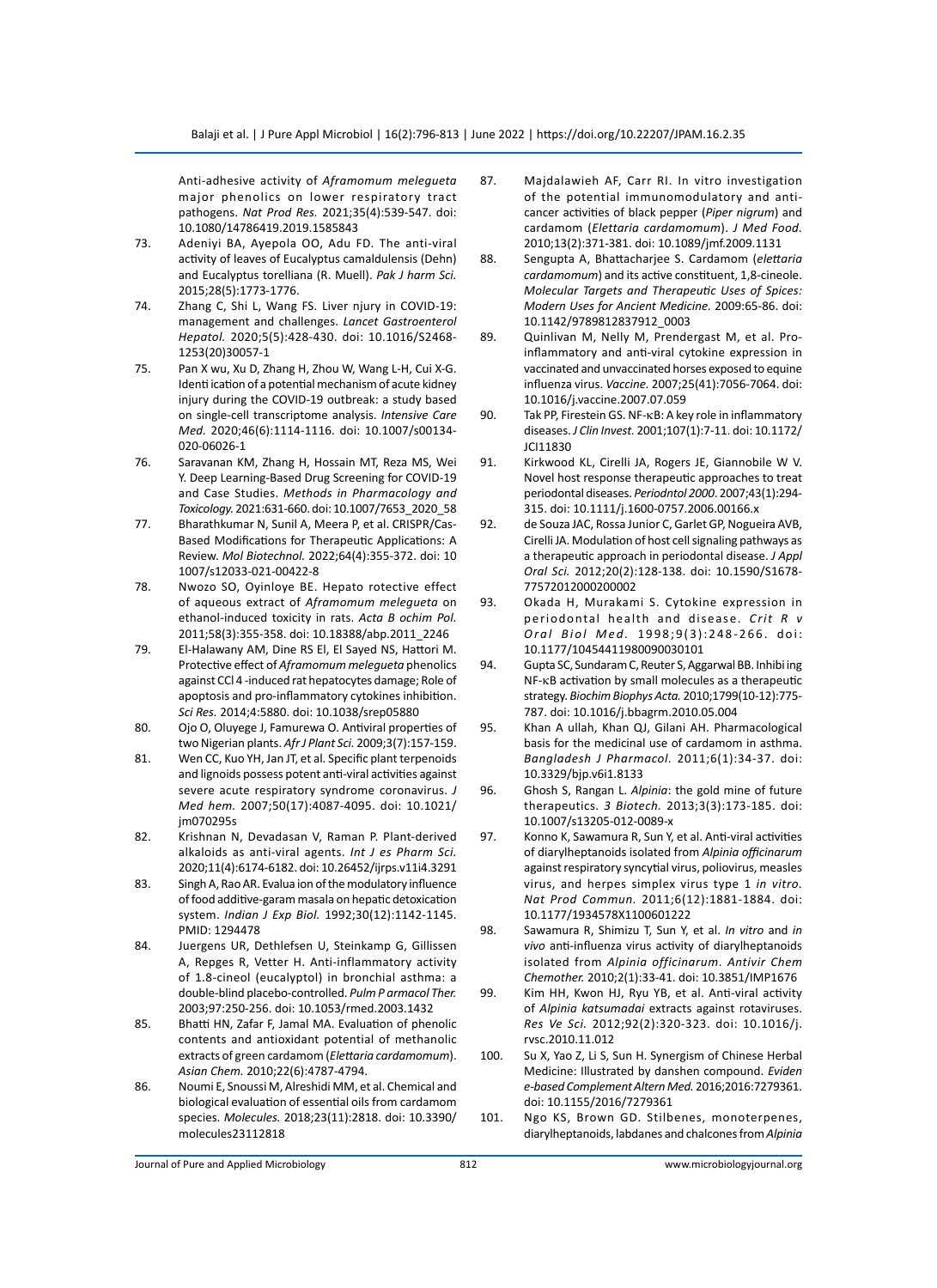Anti-adhesive activity of *Aframomum melegueta* major phenolics on lower respiratory tract pathogens. *Nat Prod Res.* 2021;35(4):539-547. doi: 10.1080/14786419.2019.1585843

73. Adeniyi BA, Ayepola OO, Adu FD. The anti-viral activity of leaves of Eucalyptus camaldulensis (Dehn) and Eucalyptus torelliana (R. Muell). *Pak J harm Sci.* 2015;28(5):1773-1776.
74. Zhang C, Shi L, Wang FS. Liver njury in COVID-19: management and challenges. *Lancet Gastroenterol Hepatol.* 2020;5(5):428-430. doi: 10.1016/S2468-1253(20)30057-1
75. Pan X wu, Xu D, Zhang H, Zhou W, Wang L-H, Cui X-G. Identi ication of a potential mechanism of acute kidney injury during the COVID-19 outbreak: a study based on single-cell transcriptome analysis. *Intensive Care Med.* 2020;46(6):1114-1116. doi: 10.1007/s00134-020-06026-1
76. Saravanan KM, Zhang H, Hossain MT, Reza MS, Wei Y. Deep Learning-Based Drug Screening for COVID-19 and Case Studies. *Methods in Pharmacology and Toxicology.* 2021:631-660. doi: 10.1007/7653_2020_58
77. Bharathkumar N, Sunil A, Meera P, et al. CRISPR/Cas-Based Modifications for Therapeutic Applications: A Review. *Mol Biotechnol.* 2022;64(4):355-372. doi: 10 1007/s12033-021-00422-8
78. Nwozo SO, Oyinloye BE. Hepato rotective effect of aqueous extract of *Aframomum melegueta* on ethanol-induced toxicity in rats. *Acta B ochim Pol.* 2011;58(3):355-358. doi: 10.18388/abp.2011_2246
79. El-Halawany AM, Dine RS El, El Sayed NS, Hattori M. Protective effect of *Aframomum melegueta* phenolics against CCl 4 -induced rat hepatocytes damage; Role of apoptosis and pro-inflammatory cytokines inhibition. *Sci Res.* 2014;4:5880. doi: 10.1038/srep05880
80. Ojo O, Oluyege J, Famurewa O. Antiviral properties of two Nigerian plants. *Afr J Plant Sci.* 2009;3(7):157-159.
81. Wen CC, Kuo YH, Jan JT, et al. Specific plant terpenoids and lignoids possess potent anti-viral activities against severe acute respiratory syndrome coronavirus. *J Med hem.* 2007;50(17):4087-4095. doi: 10.1021/jm070295s
82. Krishnan N, Devadasan V, Raman P. Plant-derived alkaloids as anti-viral agents. *Int J es Pharm Sci.* 2020;11(4):6174-6182. doi: 10.26452/ijrps.v11i4.3291
83. Singh A, Rao AR. Evalua ion of the modulatory influence of food additive-garam masala on hepatic detoxication system. *Indian J Exp Biol.* 1992;30(12):1142-1145. PMID: 1294478
84. Juergens UR, Dethlefsen U, Steinkamp G, Gillissen A, Repges R, Vetter H. Anti-inflammatory activity of 1.8-cineol (eucalyptol) in bronchial asthma: a double-blind placebo-controlled. *Pulm P armacol Ther.* 2003;97:250-256. doi: 10.1053/rmed.2003.1432
85. Bhatti HN, Zafar F, Jamal MA. Evaluation of phenolic contents and antioxidant potential of methanolic extracts of green cardamom (*Elettaria cardamomum*). *Asian Chem.* 2010;22(6):4787-4794.
86. Noumi E, Snoussi M, Alreshidi MM, et al. Chemical and biological evaluation of essential oils from cardamom species. *Molecules.* 2018;23(11):2818. doi: 10.3390/molecules23112818
87. Majdalawieh AF, Carr RI. In vitro investigation of the potential immunomodulatory and anti-cancer activities of black pepper (*Piper nigrum*) and cardamom (*Elettaria cardamomum*). *J Med Food.* 2010;13(2):371-381. doi: 10.1089/jmf.2009.1131
88. Sengupta A, Bhattacharjee S. Cardamom (*elettaria cardamomum*) and its active constituent, 1,8-cineole. *Molecular Targets and Therapeutic Uses of Spices: Modern Uses for Ancient Medicine.* 2009:65-86. doi: 10.1142/9789812837912_0003
89. Quinlivan M, Nelly M, Prendergast M, et al. Pro-inflammatory and anti-viral cytokine expression in vaccinated and unvaccinated horses exposed to equine influenza virus. *Vaccine.* 2007;25(41):7056-7064. doi: 10.1016/j.vaccine.2007.07.059
90. Tak PP, Firestein GS. NF-κB: A key role in inflammatory diseases. *J Clin Invest.* 2001;107(1):7-11. doi: 10.1172/JCI11830
91. Kirkwood KL, Cirelli JA, Rogers JE, Giannobile W V. Novel host response therapeutic approaches to treat periodontal diseases. *Periodntol 2000.* 2007;43(1):294-315. doi: 10.1111/j.1600-0757.2006.00166.x
92. de Souza JAC, Rossa Junior C, Garlet GP, Nogueira AVB, Cirelli JA. Modulation of host cell signaling pathways as a therapeutic approach in periodontal disease. *J Appl Oral Sci.* 2012;20(2):128-138. doi: 10.1590/S1678-77572012000200002
93. Okada H, Murakami S. Cytokine expression in periodontal health and disease. *Crit R v Oral Biol Med.* 1998;9(3):248-266. doi: 10.1177/10454411980090030101
94. Gupta SC, Sundaram C, Reuter S, Aggarwal BB. Inhibi ing NF-κB activation by small molecules as a therapeutic strategy. *Biochim Biophys Acta.* 2010;1799(10-12):775-787. doi: 10.1016/j.bbagrm.2010.05.004
95. Khan A ullah, Khan QJ, Gilani AH. Pharmacological basis for the medicinal use of cardamom in asthma. *Bangladesh J Pharmacol.* 2011;6(1):34-37. doi: 10.3329/bjp.v6i1.8133
96. Ghosh S, Rangan L. *Alpinia*: the gold mine of future therapeutics. *3 Biotech.* 2013;3(3):173-185. doi: 10.1007/s13205-012-0089-x
97. Konno K, Sawamura R, Sun Y, et al. Anti-viral activities of diarylheptanoids isolated from *Alpinia officinarum* against respiratory syncytial virus, poliovirus, measles virus, and herpes simplex virus type 1 *in vitro*. *Nat Prod Commun.* 2011;6(12):1881-1884. doi: 10.1177/1934578X1100601222
98. Sawamura R, Shimizu T, Sun Y, et al. *In vitro* and *in vivo* anti-influenza virus activity of diarylheptanoids isolated from *Alpinia officinarum*. *Antivir Chem Chemother.* 2010;2(1):33-41. doi: 10.3851/IMP1676
99. Kim HH, Kwon HJ, Ryu YB, et al. Anti-viral activity of *Alpinia katsumadai* extracts against rotaviruses. *Res Ve Sci.* 2012;92(2):320-323. doi: 10.1016/j.rvsc.2010.11.012
100. Su X, Yao Z, Li S, Sun H. Synergism of Chinese Herbal Medicine: Illustrated by danshen compound. *Eviden e-based Complement Altern Med.* 2016;2016:7279361. doi: 10.1155/2016/7279361
101. Ngo KS, Brown GD. Stilbenes, monoterpenes, diarylheptanoids, labdanes and chalcones from *Alpinia*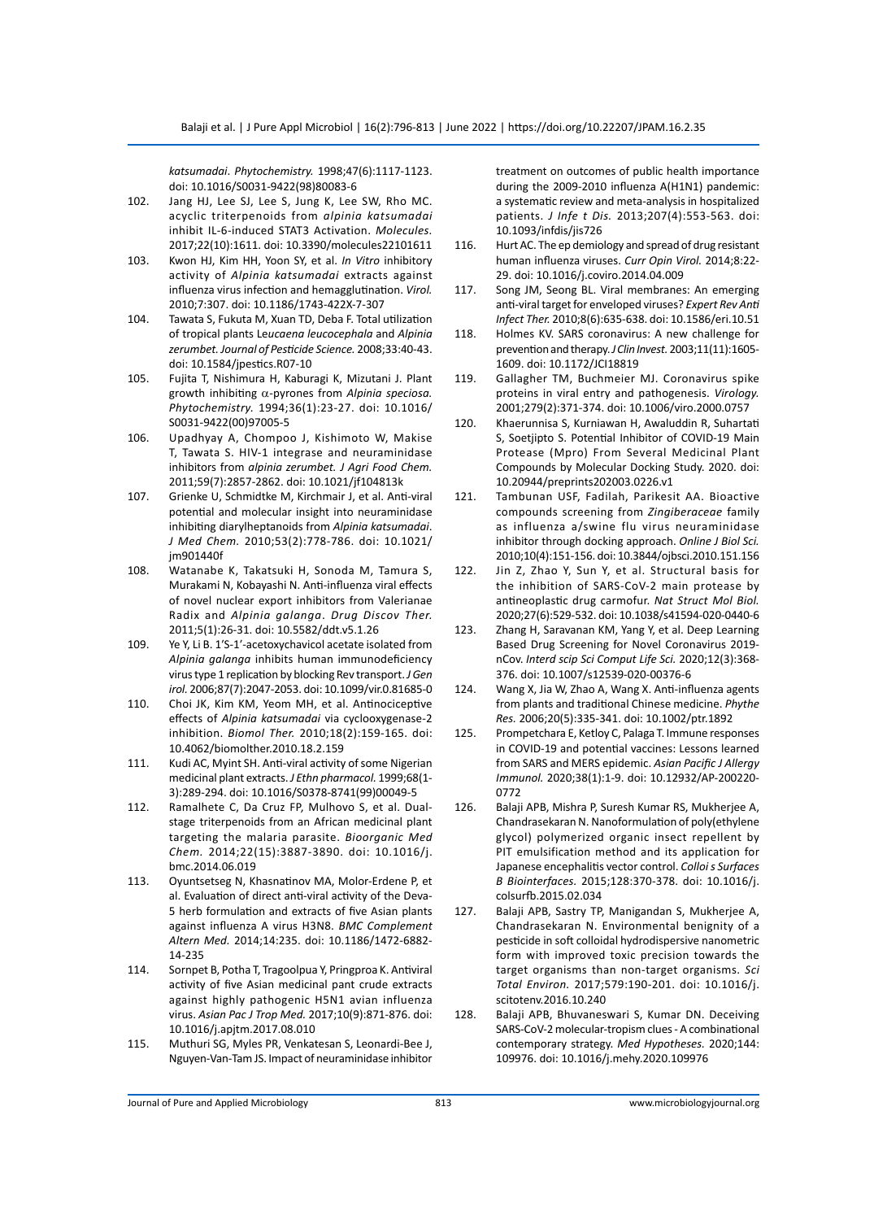katsumadai. *Phytochemistry.* 1998;47(6):1117-1123. doi: 10.1016/S0031-9422(98)80083-6

102. Jang HJ, Lee SJ, Lee S, Jung K, Lee SW, Rho MC. acyclic triterpenoids from *alpinia katsumadai* inhibit IL-6-induced STAT3 Activation. *Molecules.* 2017;22(10):1611. doi: 10.3390/molecules22101611
103. Kwon HJ, Kim HH, Yoon SY, et al. *In Vitro* inhibitory activity of *Alpinia katsumadai* extracts against influenza virus infection and hemagglutination. *Virol.* 2010;7:307. doi: 10.1186/1743-422X-7-307
104. Tawata S, Fukuta M, Xuan TD, Deba F. Total utilization of tropical plants L*eucaena leucocephala* and *Alpinia zerumbet*. *Journal of Pesticide Science.* 2008;33:40-43. doi: 10.1584/jpestics.R07-10
105. Fujita T, Nishimura H, Kaburagi K, Mizutani J. Plant growth inhibiting $\alpha$-pyrones from *Alpinia speciosa. Phytochemistry.* 1994;36(1):23-27. doi: 10.1016/S0031-9422(00)97005-5
106. Upadhyay A, Chompoo J, Kishimoto W, Makise T, Tawata S. HIV-1 integrase and neuraminidase inhibitors from *alpinia zerumbet. J Agri Food Chem.* 2011;59(7):2857-2862. doi: 10.1021/jf104813k
107. Grienke U, Schmidtke M, Kirchmair J, et al. Anti-viral potential and molecular insight into neuraminidase inhibiting diarylheptanoids from *Alpinia katsumadai*. *J Med Chem.* 2010;53(2):778-786. doi: 10.1021/jm901440f
108. Watanabe K, Takatsuki H, Sonoda M, Tamura S, Murakami N, Kobayashi N. Anti-influenza viral effects of novel nuclear export inhibitors from Valerianae Radix and *Alpinia galanga*. *Drug Discov Ther.* 2011;5(1):26-31. doi: 10.5582/ddt.v5.1.26
109. Ye Y, Li B. 1'S-1'-acetoxychavicol acetate isolated from *Alpinia galanga* inhibits human immunodeficiency virus type 1 replication by blocking Rev transport. *J Gen irol.* 2006;87(7):2047-2053. doi: 10.1099/vir.0.81685-0
110. Choi JK, Kim KM, Yeom MH, et al. Antinociceptive effects of *Alpinia katsumadai* via cyclooxygenase-2 inhibition. *Biomol Ther.* 2010;18(2):159-165. doi: 10.4062/biomolther.2010.18.2.159
111. Kudi AC, Myint SH. Anti-viral activity of some Nigerian medicinal plant extracts. *J Ethn pharmacol.* 1999;68(1-3):289-294. doi: 10.1016/S0378-8741(99)00049-5
112. Ramalhete C, Da Cruz FP, Mulhovo S, et al. Dual-stage triterpenoids from an African medicinal plant targeting the malaria parasite. *Bioorganic Med Chem.* 2014;22(15):3887-3890. doi: 10.1016/j.bmc.2014.06.019
113. Oyuntsetseg N, Khasnatinov MA, Molor-Erdene P, et al. Evaluation of direct anti-viral activity of the Deva-5 herb formulation and extracts of five Asian plants against influenza A virus H3N8. *BMC Complement Altern Med.* 2014;14:235. doi: 10.1186/1472-6882-14-235
114. Sornpet B, Potha T, Tragoolpua Y, Pringproa K. Antiviral activity of five Asian medicinal pant crude extracts against highly pathogenic H5N1 avian influenza virus. *Asian Pac J Trop Med.* 2017;10(9):871-876. doi: 10.1016/j.apjtm.2017.08.010
115. Muthuri SG, Myles PR, Venkatesan S, Leonardi-Bee J, Nguyen-Van-Tam JS. Impact of neuraminidase inhibitor treatment on outcomes of public health importance during the 2009-2010 influenza A(H1N1) pandemic: a systematic review and meta-analysis in hospitalized patients. *J Infe t Dis.* 2013;207(4):553-563. doi: 10.1093/infdis/jis726
116. Hurt AC. The ep demiology and spread of drug resistant human influenza viruses. *Curr Opin Virol.* 2014;8:22-29. doi: 10.1016/j.coviro.2014.04.009
117. Song JM, Seong BL. Viral membranes: An emerging anti-viral target for enveloped viruses? *Expert Rev Anti Infect Ther.* 2010;8(6):635-638. doi: 10.1586/eri.10.51
118. Holmes KV. SARS coronavirus: A new challenge for prevention and therapy. *J Clin Invest.* 2003;11(11):1605-1609. doi: 10.1172/JCI18819
119. Gallagher TM, Buchmeier MJ. Coronavirus spike proteins in viral entry and pathogenesis. *Virology.* 2001;279(2):371-374. doi: 10.1006/viro.2000.0757
120. Khaerunnisa S, Kurniawan H, Awaluddin R, Suhartati S, Soetjipto S. Potential Inhibitor of COVID-19 Main Protease (Mpro) From Several Medicinal Plant Compounds by Molecular Docking Study. 2020. doi: 10.20944/preprints202003.0226.v1
121. Tambunan USF, Fadilah, Parikesit AA. Bioactive compounds screening from *Zingiberaceae* family as influenza a/swine flu virus neuraminidase inhibitor through docking approach. *Online J Biol Sci.* 2010;10(4):151-156. doi: 10.3844/ojbsci.2010.151.156
122. Jin Z, Zhao Y, Sun Y, et al. Structural basis for the inhibition of SARS-CoV-2 main protease by antineoplastic drug carmofur. *Nat Struct Mol Biol.* 2020;27(6):529-532. doi: 10.1038/s41594-020-0440-6
123. Zhang H, Saravanan KM, Yang Y, et al. Deep Learning Based Drug Screening for Novel Coronavirus 2019-nCov. *Interd scip Sci Comput Life Sci.* 2020;12(3):368-376. doi: 10.1007/s12539-020-00376-6
124. Wang X, Jia W, Zhao A, Wang X. Anti-influenza agents from plants and traditional Chinese medicine. *Phythe Res.* 2006;20(5):335-341. doi: 10.1002/ptr.1892
125. Prompetchara E, Ketloy C, Palaga T. Immune responses in COVID-19 and potential vaccines: Lessons learned from SARS and MERS epidemic. *Asian Pacific J Allergy Immunol.* 2020;38(1):1-9. doi: 10.12932/AP-200220-0772
126. Balaji APB, Mishra P, Suresh Kumar RS, Mukherjee A, Chandrasekaran N. Nanoformulation of poly(ethylene glycol) polymerized organic insect repellent by PIT emulsification method and its application for Japanese encephalitis vector control. *Colloi s Surfaces B Biointerfaces.* 2015;128:370-378. doi: 10.1016/j.colsurfb.2015.02.034
127. Balaji APB, Sastry TP, Manigandan S, Mukherjee A, Chandrasekaran N. Environmental benignity of a pesticide in soft colloidal hydrodispersive nanometric form with improved toxic precision towards the target organisms than non-target organisms. *Sci Total Environ.* 2017;579:190-201. doi: 10.1016/j.scitotenv.2016.10.240
128. Balaji APB, Bhuvaneswari S, Kumar DN. Deceiving SARS-CoV-2 molecular-tropism clues - A combinational contemporary strategy. *Med Hypotheses.* 2020;144:109976. doi: 10.1016/j.mehy.2020.109976